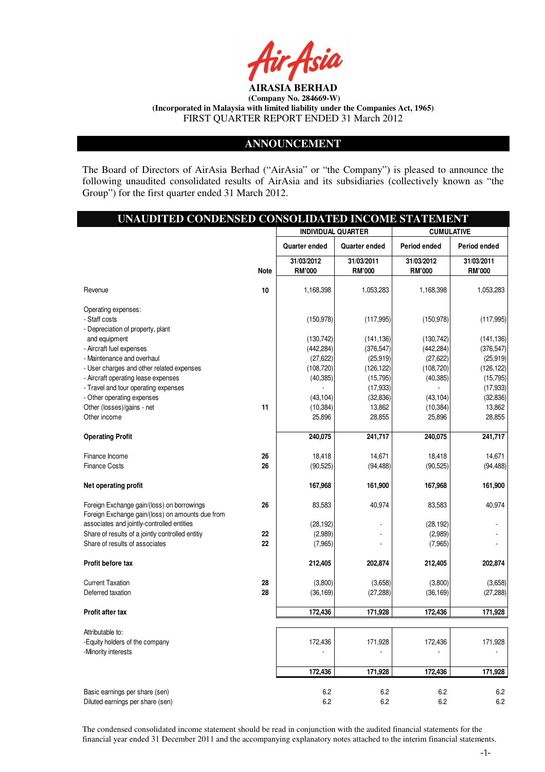**AIRASIA BERHAD**

**(Company No. 284669-W)**

**(Incorporated in Malaysia with limited liability under the Companies Act, 1965)**

FIRST QUARTER REPORT ENDED 31 March 2012

## ANNOUNCEMENT

The Board of Directors of AirAsia Berhad ("AirAsia" or "the Company") is pleased to announce the following unaudited consolidated results of AirAsia and its subsidiaries (collectively known as "the Group") for the first quarter ended 31 March 2012.

## UNAUDITED CONDENSED CONSOLIDATED INCOME STATEMENT

| | | INDIVIDUAL QUARTER | | CUMULATIVE | |
|---|---|---|---|---|---|
| | | Quarter ended | Quarter ended | Period ended | Period ended |
| | Note | 31/03/2012 RM'000 | 31/03/2011 RM'000 | 31/03/2012 RM'000 | 31/03/2011 RM'000 |
| Revenue | 10 | 1,168,398 | 1,053,283 | 1,168,398 | 1,053,283 |
| Operating expenses: | | | | | |
| - Staff costs | | (150,978) | (117,995) | (150,978) | (117,995) |
| - Depreciation of property, plant and equipment | | (130,742) | (141,136) | (130,742) | (141,136) |
| - Aircraft fuel expenses | | (442,284) | (376,547) | (442,284) | (376,547) |
| - Maintenance and overhaul | | (27,622) | (25,919) | (27,622) | (25,919) |
| - User charges and other related expenses | | (108,720) | (126,122) | (108,720) | (126,122) |
| - Aircraft operating lease expenses | | (40,385) | (15,795) | (40,385) | (15,795) |
| - Travel and tour operating expenses | | - | (17,933) | - | (17,933) |
| - Other operating expenses | | (43,104) | (32,836) | (43,104) | (32,836) |
| Other (losses)/gains - net | 11 | (10,384) | 13,862 | (10,384) | 13,862 |
| Other income | | 25,896 | 28,855 | 25,896 | 28,855 |
| **Operating Profit** | | **240,075** | **241,717** | **240,075** | **241,717** |
| Finance Income | 26 | 18,418 | 14,671 | 18,418 | 14,671 |
| Finance Costs | 26 | (90,525) | (94,488) | (90,525) | (94,488) |
| **Net operating profit** | | **167,968** | **161,900** | **167,968** | **161,900** |
| Foreign Exchange gain/(loss) on borrowings | 26 | 83,583 | 40,974 | 83,583 | 40,974 |
| Foreign Exchange gain/(loss) on amounts due from associates and jointly-controlled entities | | (28,192) | - | (28,192) | - |
| Share of results of a jointly controlled entitiy | 22 | (2,989) | - | (2,989) | - |
| Share of results of associates | 22 | (7,965) | - | (7,965) | - |
| **Profit before tax** | | **212,405** | **202,874** | **212,405** | **202,874** |
| Current Taxation | 28 | (3,800) | (3,658) | (3,800) | (3,658) |
| Deferred taxation | 28 | (36,169) | (27,288) | (36,169) | (27,288) |
| **Profit after tax** | | **172,436** | **171,928** | **172,436** | **171,928** |
| Attributable to: | | | | | |
| -Equity holders of the company | | 172,436 | 171,928 | 172,436 | 171,928 |
| -Minority interests | | - | - | - | - |
| | | **172,436** | **171,928** | **172,436** | **171,928** |
| Basic earnings per share (sen) | | 6.2 | 6.2 | 6.2 | 6.2 |
| Diluted earnings per share (sen) | | 6.2 | 6.2 | 6.2 | 6.2 |

The condensed consolidated income statement should be read in conjunction with the audited financial statements for the financial year ended 31 December 2011 and the accompanying explanatory notes attached to the interim financial statements.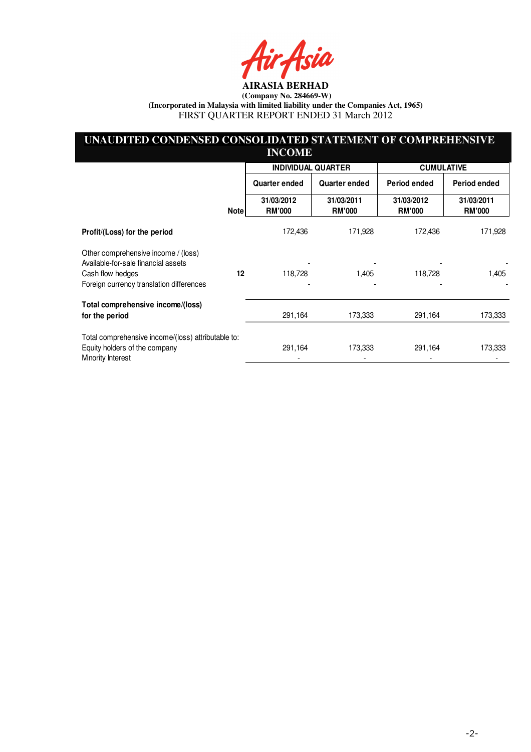**AIRASIA BERHAD**

**(Company No. 284669-W)**

**(Incorporated in Malaysia with limited liability under the Companies Act, 1965)**

FIRST QUARTER REPORT ENDED 31 March 2012

## UNAUDITED CONDENSED CONSOLIDATED STATEMENT OF COMPREHENSIVE INCOME

| | | INDIVIDUAL QUARTER | | CUMULATIVE | |
|---|---|---|---|---|---|
| | | Quarter ended | Quarter ended | Period ended | Period ended |
| | Note | 31/03/2012 RM'000 | 31/03/2011 RM'000 | 31/03/2012 RM'000 | 31/03/2011 RM'000 |
| **Profit/(Loss) for the period** | | 172,436 | 171,928 | 172,436 | 171,928 |
| Other comprehensive income / (loss) | | | | | |
| Available-for-sale financial assets | | - | - | - | - |
| Cash flow hedges | 12 | 118,728 | 1,405 | 118,728 | 1,405 |
| Foreign currency translation differences | | - | - | - | - |
| **Total comprehensive income/(loss) for the period** | | 291,164 | 173,333 | 291,164 | 173,333 |
| Total comprehensive income/(loss) attributable to: | | | | | |
| Equity holders of the company | | 291,164 | 173,333 | 291,164 | 173,333 |
| Minority Interest | | - | - | - | - |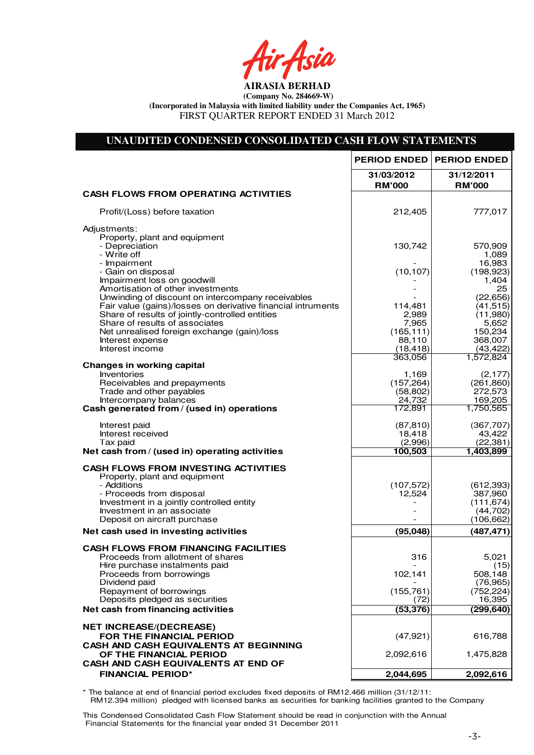**AIRASIA BERHAD**

**(Company No. 284669-W)**

**(Incorporated in Malaysia with limited liability under the Companies Act, 1965)**

FIRST QUARTER REPORT ENDED 31 March 2012

## UNAUDITED CONDENSED CONSOLIDATED CASH FLOW STATEMENTS

| | PERIOD ENDED | PERIOD ENDED |
|---|---|---|
| | 31/03/2012 RM'000 | 31/12/2011 RM'000 |
| **CASH FLOWS FROM OPERATING ACTIVITIES** | | |
| Profit/(Loss) before taxation | 212,405 | 777,017 |
| Adjustments: | | |
| Property, plant and equipment | | |
| - Depreciation | 130,742 | 570,909 |
| - Write off | | 1,089 |
| - Impairment | - | 16,983 |
| - Gain on disposal | (10,107) | (198,923) |
| Impairment loss on goodwill | - | 1,404 |
| Amortisation of other investments | - | 25 |
| Unwinding of discount on intercompany receivables | - | (22,656) |
| Fair value (gains)/losses on derivative financial intruments | 114,481 | (41,515) |
| Share of results of jointly-controlled entities | 2,989 | (11,980) |
| Share of results of associates | 7,965 | 5,652 |
| Net unrealised foreign exchange (gain)/loss | (165,111) | 150,234 |
| Interest expense | 88,110 | 368,007 |
| Interest income | (18,418) | (43,422) |
| | 363,056 | 1,572,824 |
| **Changes in working capital** | | |
| Inventories | 1,169 | (2,177) |
| Receivables and prepayments | (157,264) | (261,860) |
| Trade and other payables | (58,802) | 272,573 |
| Intercompany balances | 24,732 | 169,205 |
| **Cash generated from / (used in) operations** | 172,891 | 1,750,565 |
| Interest paid | (87,810) | (367,707) |
| Interest received | 18,418 | 43,422 |
| Tax paid | (2,996) | (22,381) |
| **Net cash from / (used in) operating activities** | **100,503** | **1,403,899** |
| **CASH FLOWS FROM INVESTING ACTIVITIES** | | |
| Property, plant and equipment | | |
| - Additions | (107,572) | (612,393) |
| - Proceeds from disposal | 12,524 | 387,960 |
| Investment in a jointly controlled entity | - | (111,674) |
| Investment in an associate | - | (44,702) |
| Deposit on aircraft purchase | - | (106,662) |
| **Net cash used in investing activities** | **(95,048)** | **(487,471)** |
| **CASH FLOWS FROM FINANCING FACILITIES** | | |
| Proceeds from allotment of shares | 316 | 5,021 |
| Hire purchase instalments paid | - | (15) |
| Proceeds from borrowings | 102,141 | 508,148 |
| Dividend paid | - | (76,965) |
| Repayment of borrowings | (155,761) | (752,224) |
| Deposits pledged as securities | (72) | 16,395 |
| **Net cash from financing activities** | **(53,376)** | **(299,640)** |
| **NET INCREASE/(DECREASE) FOR THE FINANCIAL PERIOD** | (47,921) | 616,788 |
| **CASH AND CASH EQUIVALENTS AT BEGINNING OF THE FINANCIAL PERIOD** | 2,092,616 | 1,475,828 |
| **CASH AND CASH EQUIVALENTS AT END OF FINANCIAL PERIOD*** | **2,044,695** | **2,092,616** |

\* The balance at end of financial period excludes fixed deposits of RM12.466 million (31/12/11: RM12.394 million) pledged with licensed banks as securities for banking facilities granted to the Company

This Condensed Consolidated Cash Flow Statement should be read in conjunction with the Annual Financial Statements for the financial year ended 31 December 2011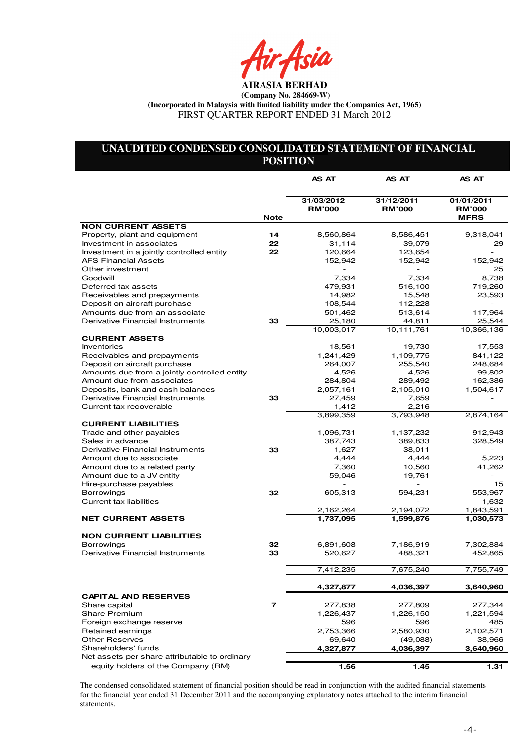**AIRASIA BERHAD**

**(Company No. 284669-W)**

**(Incorporated in Malaysia with limited liability under the Companies Act, 1965)**

FIRST QUARTER REPORT ENDED 31 March 2012

## UNAUDITED CONDENSED CONSOLIDATED STATEMENT OF FINANCIAL POSITION

| | Note | AS AT 31/03/2012 RM'000 | AS AT 31/12/2011 RM'000 | AS AT 01/01/2011 RM'000 MFRS |
|---|---|---|---|---|
| **NON CURRENT ASSETS** | | | | |
| Property, plant and equipment | 14 | 8,560,864 | 8,586,451 | 9,318,041 |
| Investment in associates | 22 | 31,114 | 39,079 | 29 |
| Investment in a jointly controlled entity | 22 | 120,664 | 123,654 | - |
| AFS Financial Assets | | 152,942 | 152,942 | 152,942 |
| Other investment | | - | - | 25 |
| Goodwill | | 7,334 | 7,334 | 8,738 |
| Deferred tax assets | | 479,931 | 516,100 | 719,260 |
| Receivables and prepayments | | 14,982 | 15,548 | 23,593 |
| Deposit on aircraft purchase | | 108,544 | 112,228 | - |
| Amounts due from an associate | | 501,462 | 513,614 | 117,964 |
| Derivative Financial Instruments | 33 | 25,180 | 44,811 | 25,544 |
| | | 10,003,017 | 10,111,761 | 10,366,136 |
| **CURRENT ASSETS** | | | | |
| Inventories | | 18,561 | 19,730 | 17,553 |
| Receivables and prepayments | | 1,241,429 | 1,109,775 | 841,122 |
| Deposit on aircraft purchase | | 264,007 | 255,540 | 248,684 |
| Amounts due from a jointly controlled entity | | 4,526 | 4,526 | 99,802 |
| Amount due from associates | | 284,804 | 289,492 | 162,386 |
| Deposits, bank and cash balances | | 2,057,161 | 2,105,010 | 1,504,617 |
| Derivative Financial Instruments | 33 | 27,459 | 7,659 | - |
| Current tax recoverable | | 1,412 | 2,216 | |
| | | 3,899,359 | 3,793,948 | 2,874,164 |
| **CURRENT LIABILITIES** | | | | |
| Trade and other payables | | 1,096,731 | 1,137,232 | 912,943 |
| Sales in advance | | 387,743 | 389,833 | 328,549 |
| Derivative Financial Instruments | 33 | 1,627 | 38,011 | - |
| Amount due to associate | | 4,444 | 4,444 | 5,223 |
| Amount due to a related party | | 7,360 | 10,560 | 41,262 |
| Amount due to a JV entity | | 59,046 | 19,761 | - |
| Hire-purchase payables | | - | - | 15 |
| Borrowings | 32 | 605,313 | 594,231 | 553,967 |
| Current tax liabilities | | - | - | 1,632 |
| | | 2,162,264 | 2,194,072 | 1,843,591 |
| **NET CURRENT ASSETS** | | **1,737,095** | **1,599,876** | **1,030,573** |
| **NON CURRENT LIABILITIES** | | | | |
| Borrowings | 32 | 6,891,608 | 7,186,919 | 7,302,884 |
| Derivative Financial Instruments | 33 | 520,627 | 488,321 | 452,865 |
| | | 7,412,235 | 7,675,240 | 7,755,749 |
| | | **4,327,877** | **4,036,397** | **3,640,960** |
| **CAPITAL AND RESERVES** | | | | |
| Share capital | 7 | 277,838 | 277,809 | 277,344 |
| Share Premium | | 1,226,437 | 1,226,150 | 1,221,594 |
| Foreign exchange reserve | | 596 | 596 | 485 |
| Retained earnings | | 2,753,366 | 2,580,930 | 2,102,571 |
| Other Reserves | | 69,640 | (49,088) | 38,966 |
| Shareholders' funds | | **4,327,877** | **4,036,397** | **3,640,960** |
| Net assets per share attributable to ordinary equity holders of the Company (RM) | | **1.56** | **1.45** | **1.31** |

The condensed consolidated statement of financial position should be read in conjunction with the audited financial statements for the financial year ended 31 December 2011 and the accompanying explanatory notes attached to the interim financial statements.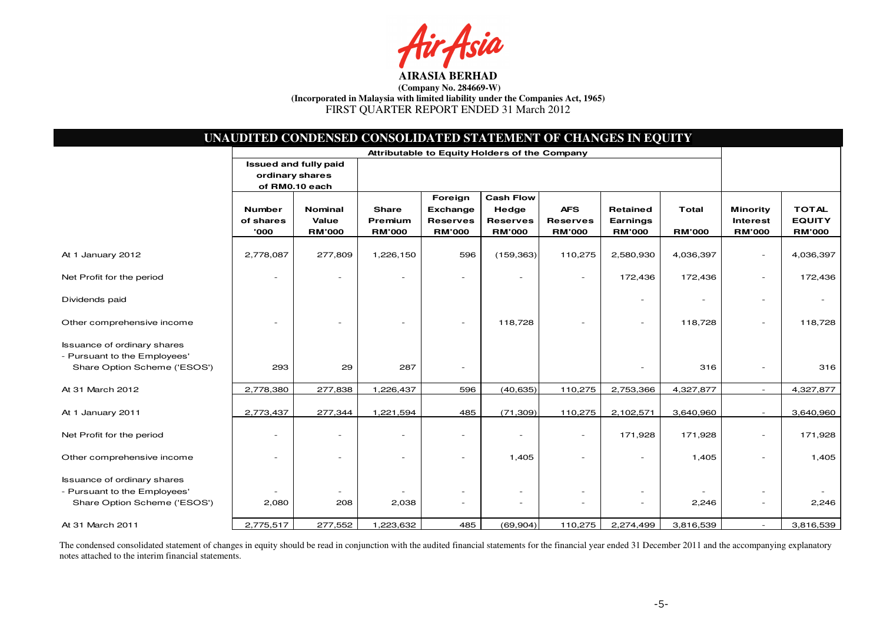**AIRASIA BERHAD**

**(Company No. 284669-W)**

**(Incorporated in Malaysia with limited liability under the Companies Act, 1965)**

FIRST QUARTER REPORT ENDED 31 March 2012

## UNAUDITED CONDENSED CONSOLIDATED STATEMENT OF CHANGES IN EQUITY

| | Attributable to Equity Holders of the Company | | | | | | | | | |
|---|---|---|---|---|---|---|---|---|---|---|
| | Issued and fully paid ordinary shares of RM0.10 each | | | | | | | | | |
| | Number of shares '000 | Nominal Value RM'000 | Share Premium RM'000 | Foreign Exchange Reserves RM'000 | Cash Flow Hedge Reserves RM'000 | AFS Reserves RM'000 | Retained Earnings RM'000 | Total RM'000 | Minority Interest RM'000 | TOTAL EQUITY RM'000 |
| At 1 January 2012 | 2,778,087 | 277,809 | 1,226,150 | 596 | (159,363) | 110,275 | 2,580,930 | 4,036,397 | - | 4,036,397 |
| Net Profit for the period | - | - | - | - | - | - | 172,436 | 172,436 | - | 172,436 |
| Dividends paid | | | | | | | - | - | - | - |
| Other comprehensive income | - | - | - | - | 118,728 | - | - | 118,728 | - | 118,728 |
| Issuance of ordinary shares - Pursuant to the Employees' Share Option Scheme ('ESOS') | 293 | 29 | 287 | - | | | - | 316 | - | 316 |
| At 31 March 2012 | 2,778,380 | 277,838 | 1,226,437 | 596 | (40,635) | 110,275 | 2,753,366 | 4,327,877 | - | 4,327,877 |
| At 1 January 2011 | 2,773,437 | 277,344 | 1,221,594 | 485 | (71,309) | 110,275 | 2,102,571 | 3,640,960 | - | 3,640,960 |
| Net Profit for the period | - | - | - | - | - | - | 171,928 | 171,928 | - | 171,928 |
| Other comprehensive income | - | - | - | - | 1,405 | - | - | 1,405 | - | 1,405 |
| Issuance of ordinary shares - Pursuant to the Employees' Share Option Scheme ('ESOS') | 2,080 | 208 | 2,038 | - | - | - | - | 2,246 | - | 2,246 |
| At 31 March 2011 | 2,775,517 | 277,552 | 1,223,632 | 485 | (69,904) | 110,275 | 2,274,499 | 3,816,539 | - | 3,816,539 |

The condensed consolidated statement of changes in equity should be read in conjunction with the audited financial statements for the financial year ended 31 December 2011 and the accompanying explanatory notes attached to the interim financial statements.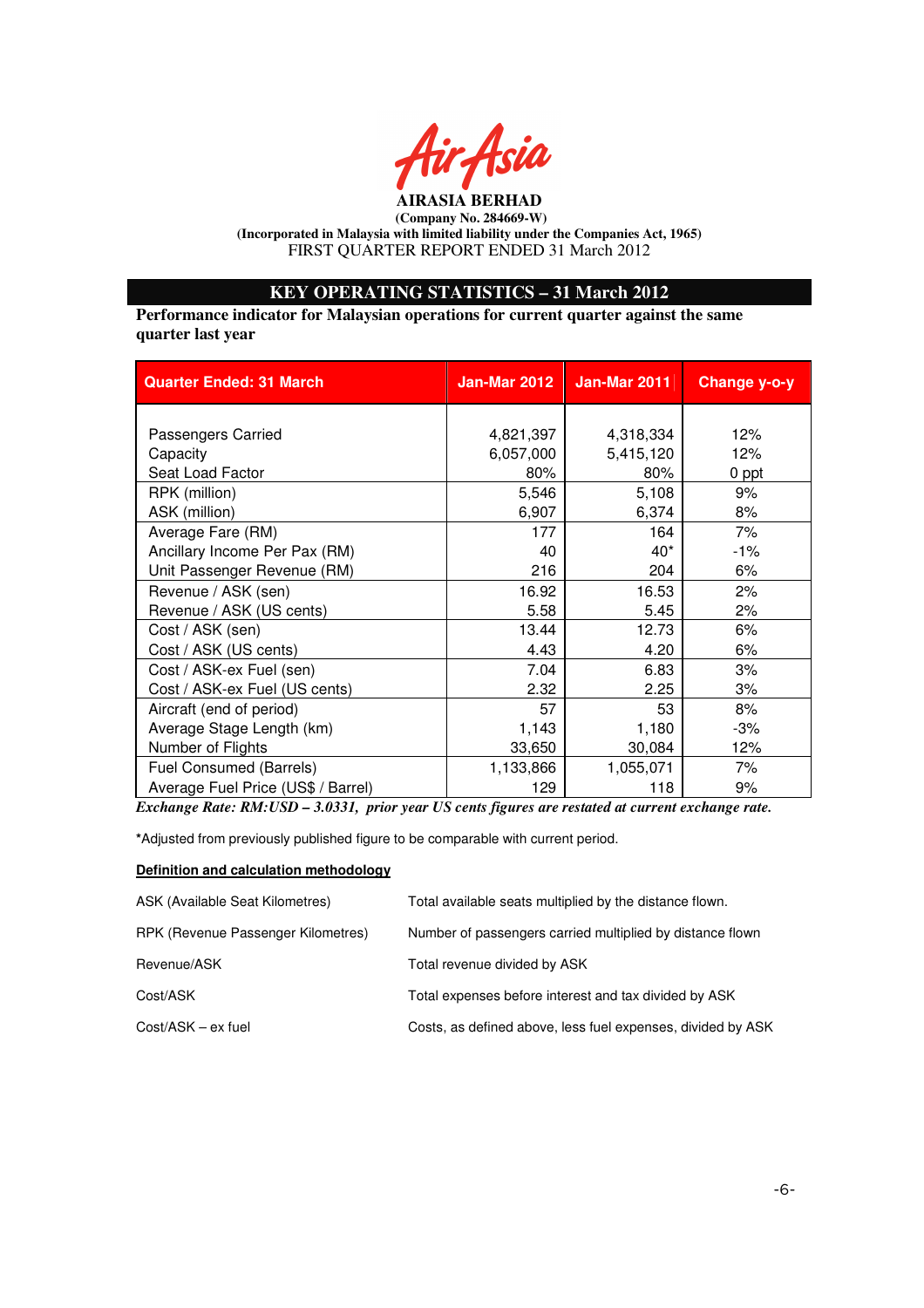**AIRASIA BERHAD**
**(Company No. 284669-W)**
**(Incorporated in Malaysia with limited liability under the Companies Act, 1965)**
FIRST QUARTER REPORT ENDED 31 March 2012

## KEY OPERATING STATISTICS – 31 March 2012

**Performance indicator for Malaysian operations for current quarter against the same quarter last year**

| Quarter Ended: 31 March | Jan-Mar 2012 | Jan-Mar 2011 | Change y-o-y |
|---|---|---|---|
| Passengers Carried | 4,821,397 | 4,318,334 | 12% |
| Capacity | 6,057,000 | 5,415,120 | 12% |
| Seat Load Factor | 80% | 80% | 0 ppt |
| RPK (million) | 5,546 | 5,108 | 9% |
| ASK (million) | 6,907 | 6,374 | 8% |
| Average Fare (RM) | 177 | 164 | 7% |
| Ancillary Income Per Pax (RM) | 40 | 40* | -1% |
| Unit Passenger Revenue (RM) | 216 | 204 | 6% |
| Revenue / ASK (sen) | 16.92 | 16.53 | 2% |
| Revenue / ASK (US cents) | 5.58 | 5.45 | 2% |
| Cost / ASK (sen) | 13.44 | 12.73 | 6% |
| Cost / ASK (US cents) | 4.43 | 4.20 | 6% |
| Cost / ASK-ex Fuel (sen) | 7.04 | 6.83 | 3% |
| Cost / ASK-ex Fuel (US cents) | 2.32 | 2.25 | 3% |
| Aircraft (end of period) | 57 | 53 | 8% |
| Average Stage Length (km) | 1,143 | 1,180 | -3% |
| Number of Flights | 33,650 | 30,084 | 12% |
| Fuel Consumed (Barrels) | 1,133,866 | 1,055,071 | 7% |
| Average Fuel Price (US$ / Barrel) | 129 | 118 | 9% |

***Exchange Rate: RM:USD – 3.0331, prior year US cents figures are restated at current exchange rate.***

*Adjusted from previously published figure to be comparable with current period.

**Definition and calculation methodology**

| | |
|---|---|
| ASK (Available Seat Kilometres) | Total available seats multiplied by the distance flown. |
| RPK (Revenue Passenger Kilometres) | Number of passengers carried multiplied by distance flown |
| Revenue/ASK | Total revenue divided by ASK |
| Cost/ASK | Total expenses before interest and tax divided by ASK |
| Cost/ASK – ex fuel | Costs, as defined above, less fuel expenses, divided by ASK |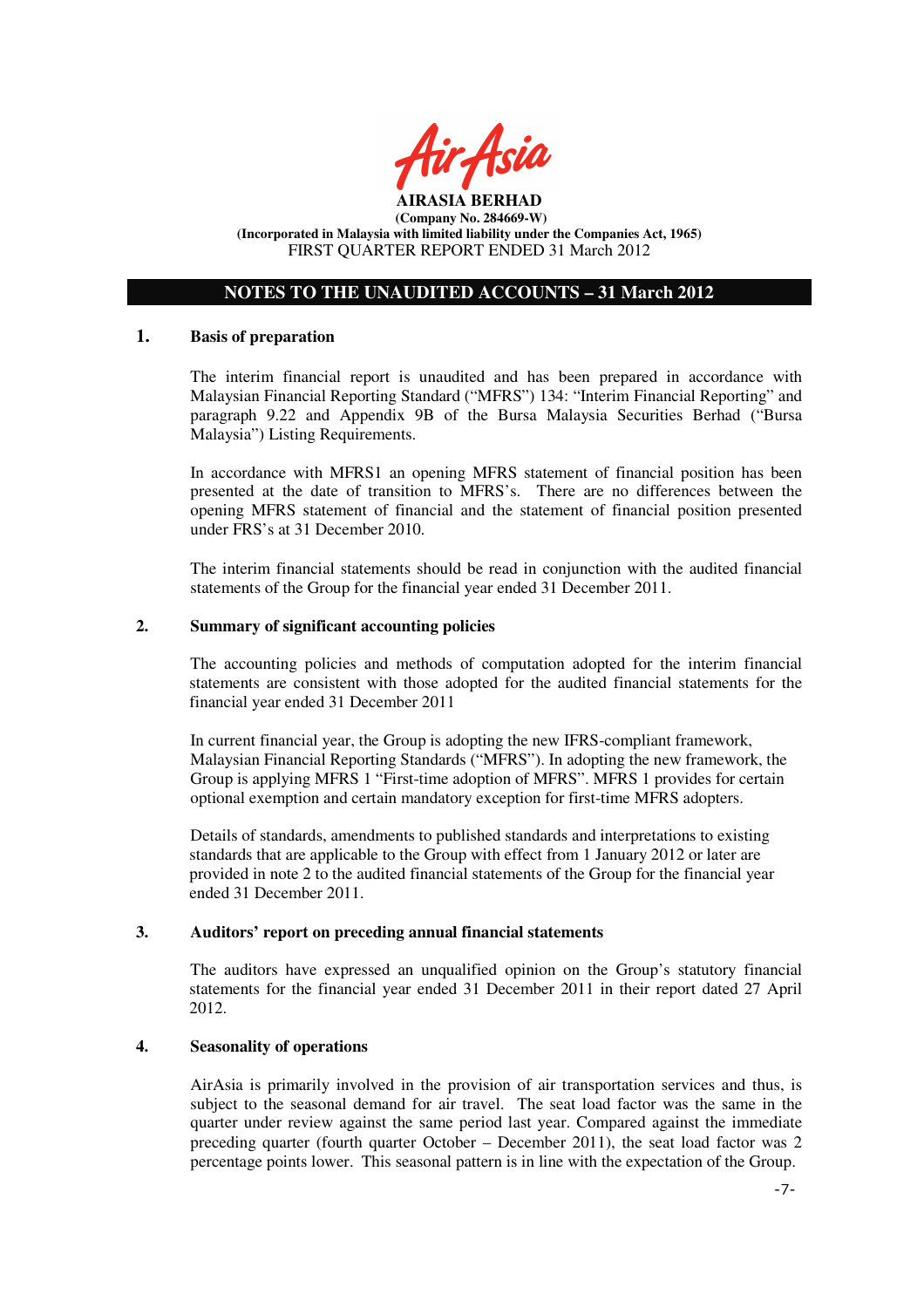**AIRASIA BERHAD**
**(Company No. 284669-W)**
**(Incorporated in Malaysia with limited liability under the Companies Act, 1965)**
FIRST QUARTER REPORT ENDED 31 March 2012

## NOTES TO THE UNAUDITED ACCOUNTS – 31 March 2012

### 1. Basis of preparation

The interim financial report is unaudited and has been prepared in accordance with Malaysian Financial Reporting Standard ("MFRS") 134: "Interim Financial Reporting" and paragraph 9.22 and Appendix 9B of the Bursa Malaysia Securities Berhad ("Bursa Malaysia") Listing Requirements.

In accordance with MFRS1 an opening MFRS statement of financial position has been presented at the date of transition to MFRS's. There are no differences between the opening MFRS statement of financial and the statement of financial position presented under FRS's at 31 December 2010.

The interim financial statements should be read in conjunction with the audited financial statements of the Group for the financial year ended 31 December 2011.

### 2. Summary of significant accounting policies

The accounting policies and methods of computation adopted for the interim financial statements are consistent with those adopted for the audited financial statements for the financial year ended 31 December 2011

In current financial year, the Group is adopting the new IFRS-compliant framework, Malaysian Financial Reporting Standards ("MFRS"). In adopting the new framework, the Group is applying MFRS 1 "First-time adoption of MFRS". MFRS 1 provides for certain optional exemption and certain mandatory exception for first-time MFRS adopters.

Details of standards, amendments to published standards and interpretations to existing standards that are applicable to the Group with effect from 1 January 2012 or later are provided in note 2 to the audited financial statements of the Group for the financial year ended 31 December 2011.

### 3. Auditors' report on preceding annual financial statements

The auditors have expressed an unqualified opinion on the Group's statutory financial statements for the financial year ended 31 December 2011 in their report dated 27 April 2012.

### 4. Seasonality of operations

AirAsia is primarily involved in the provision of air transportation services and thus, is subject to the seasonal demand for air travel. The seat load factor was the same in the quarter under review against the same period last year. Compared against the immediate preceding quarter (fourth quarter October – December 2011), the seat load factor was 2 percentage points lower. This seasonal pattern is in line with the expectation of the Group.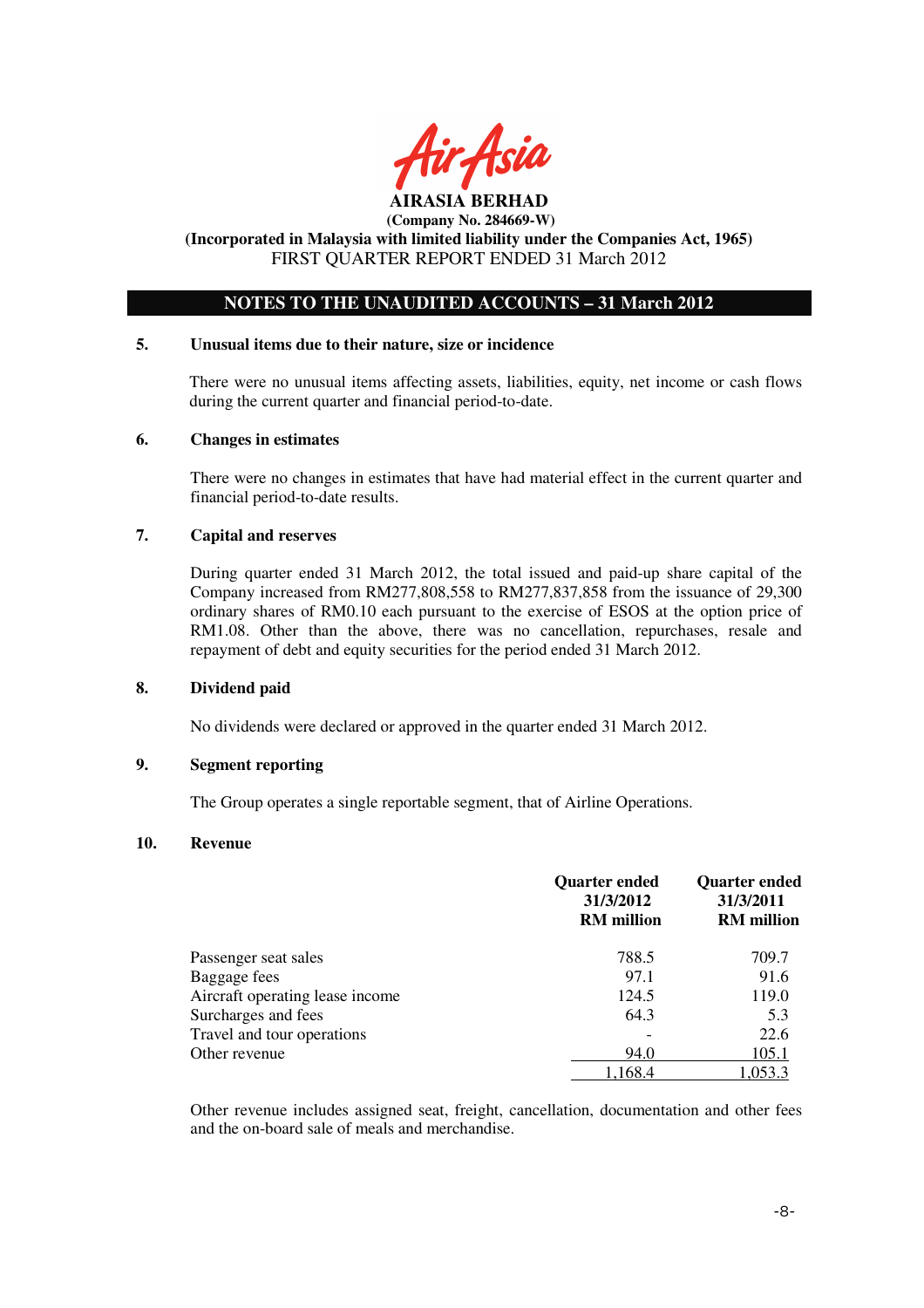**AIRASIA BERHAD**
**(Company No. 284669-W)**
**(Incorporated in Malaysia with limited liability under the Companies Act, 1965)**
FIRST QUARTER REPORT ENDED 31 March 2012

## NOTES TO THE UNAUDITED ACCOUNTS – 31 March 2012

### 5. Unusual items due to their nature, size or incidence

There were no unusual items affecting assets, liabilities, equity, net income or cash flows during the current quarter and financial period-to-date.

### 6. Changes in estimates

There were no changes in estimates that have had material effect in the current quarter and financial period-to-date results.

### 7. Capital and reserves

During quarter ended 31 March 2012, the total issued and paid-up share capital of the Company increased from RM277,808,558 to RM277,837,858 from the issuance of 29,300 ordinary shares of RM0.10 each pursuant to the exercise of ESOS at the option price of RM1.08. Other than the above, there was no cancellation, repurchases, resale and repayment of debt and equity securities for the period ended 31 March 2012.

### 8. Dividend paid

No dividends were declared or approved in the quarter ended 31 March 2012.

### 9. Segment reporting

The Group operates a single reportable segment, that of Airline Operations.

### 10. Revenue

| | Quarter ended 31/3/2012 RM million | Quarter ended 31/3/2011 RM million |
|---|---|---|
| Passenger seat sales | 788.5 | 709.7 |
| Baggage fees | 97.1 | 91.6 |
| Aircraft operating lease income | 124.5 | 119.0 |
| Surcharges and fees | 64.3 | 5.3 |
| Travel and tour operations | - | 22.6 |
| Other revenue | 94.0 | 105.1 |
| | 1,168.4 | 1,053.3 |

Other revenue includes assigned seat, freight, cancellation, documentation and other fees and the on-board sale of meals and merchandise.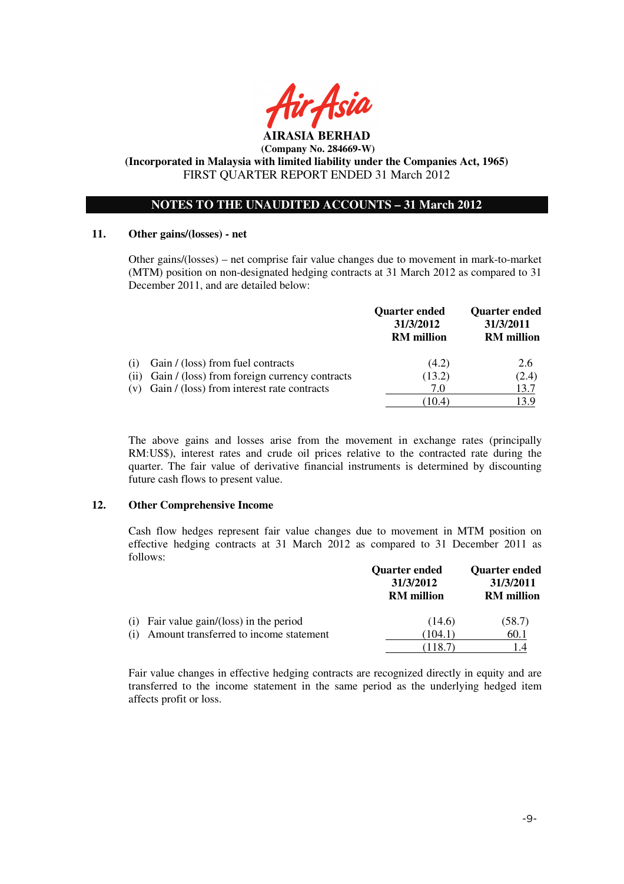**AIRASIA BERHAD**
**(Company No. 284669-W)**
**(Incorporated in Malaysia with limited liability under the Companies Act, 1965)**
FIRST QUARTER REPORT ENDED 31 March 2012

## NOTES TO THE UNAUDITED ACCOUNTS – 31 March 2012

### 11. Other gains/(losses) - net

Other gains/(losses) – net comprise fair value changes due to movement in mark-to-market (MTM) position on non-designated hedging contracts at 31 March 2012 as compared to 31 December 2011, and are detailed below:

| | Quarter ended 31/3/2012 RM million | Quarter ended 31/3/2011 RM million |
|---|---|---|
| (i) Gain / (loss) from fuel contracts | (4.2) | 2.6 |
| (ii) Gain / (loss) from foreign currency contracts | (13.2) | (2.4) |
| (v) Gain / (loss) from interest rate contracts | 7.0 | 13.7 |
| | (10.4) | 13.9 |

The above gains and losses arise from the movement in exchange rates (principally RM:US$), interest rates and crude oil prices relative to the contracted rate during the quarter. The fair value of derivative financial instruments is determined by discounting future cash flows to present value.

### 12. Other Comprehensive Income

Cash flow hedges represent fair value changes due to movement in MTM position on effective hedging contracts at 31 March 2012 as compared to 31 December 2011 as follows:

| | Quarter ended 31/3/2012 RM million | Quarter ended 31/3/2011 RM million |
|---|---|---|
| (i) Fair value gain/(loss) in the period | (14.6) | (58.7) |
| (i) Amount transferred to income statement | (104.1) | 60.1 |
| | (118.7) | 1.4 |

Fair value changes in effective hedging contracts are recognized directly in equity and are transferred to the income statement in the same period as the underlying hedged item affects profit or loss.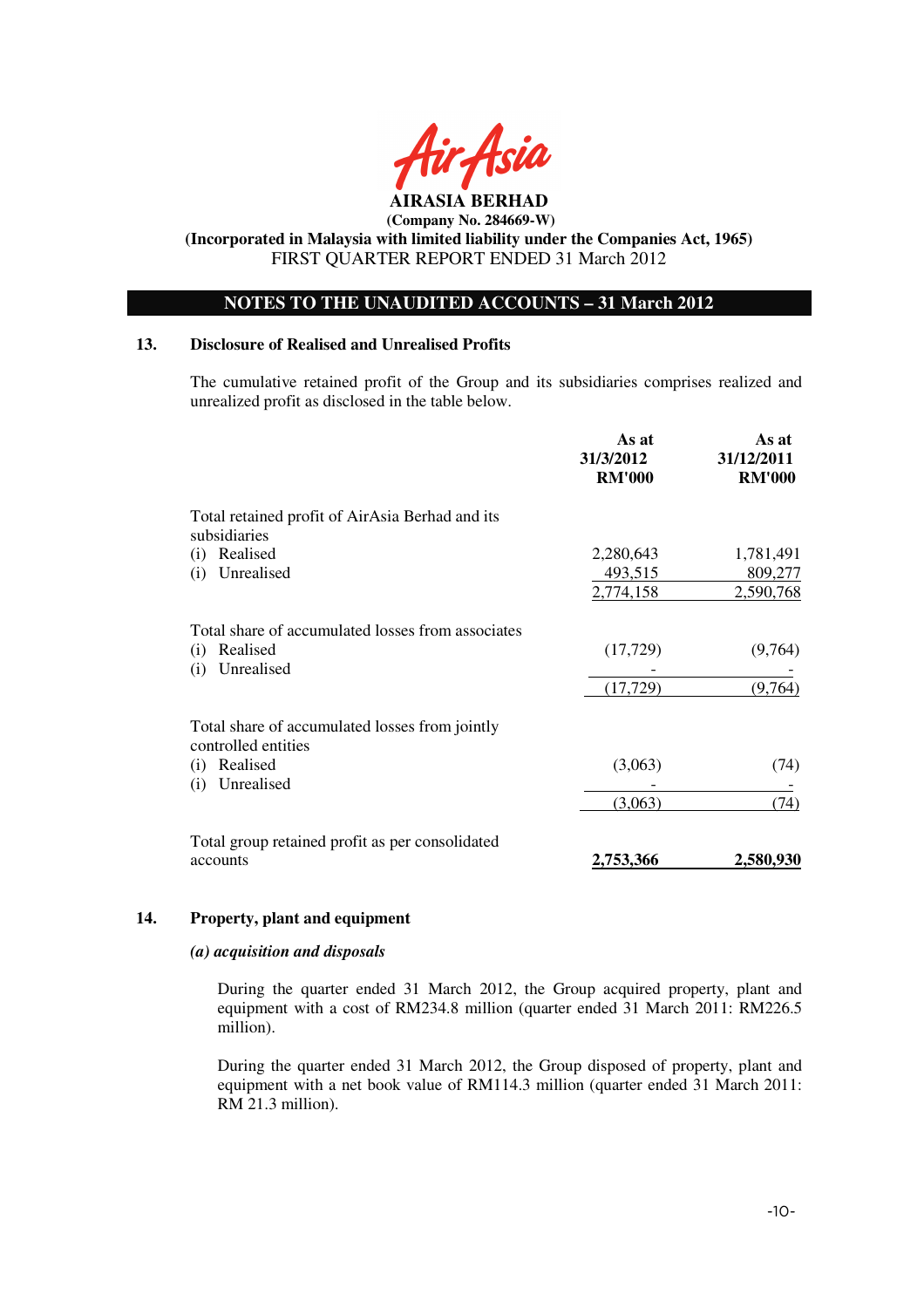**AIRASIA BERHAD**
**(Company No. 284669-W)**
**(Incorporated in Malaysia with limited liability under the Companies Act, 1965)**
FIRST QUARTER REPORT ENDED 31 March 2012

## NOTES TO THE UNAUDITED ACCOUNTS – 31 March 2012

### 13. Disclosure of Realised and Unrealised Profits

The cumulative retained profit of the Group and its subsidiaries comprises realized and unrealized profit as disclosed in the table below.

| | As at 31/3/2012 RM'000 | As at 31/12/2011 RM'000 |
|---|---|---|
| Total retained profit of AirAsia Berhad and its subsidiaries | | |
| (i) Realised | 2,280,643 | 1,781,491 |
| (i) Unrealised | 493,515 | 809,277 |
| | 2,774,158 | 2,590,768 |
| Total share of accumulated losses from associates | | |
| (i) Realised | (17,729) | (9,764) |
| (i) Unrealised | - | - |
| | (17,729) | (9,764) |
| Total share of accumulated losses from jointly controlled entities | | |
| (i) Realised | (3,063) | (74) |
| (i) Unrealised | - | - |
| | (3,063) | (74) |
| Total group retained profit as per consolidated accounts | **2,753,366** | **2,580,930** |

### 14. Property, plant and equipment

***(a) acquisition and disposals***

During the quarter ended 31 March 2012, the Group acquired property, plant and equipment with a cost of RM234.8 million (quarter ended 31 March 2011: RM226.5 million).

During the quarter ended 31 March 2012, the Group disposed of property, plant and equipment with a net book value of RM114.3 million (quarter ended 31 March 2011: RM 21.3 million).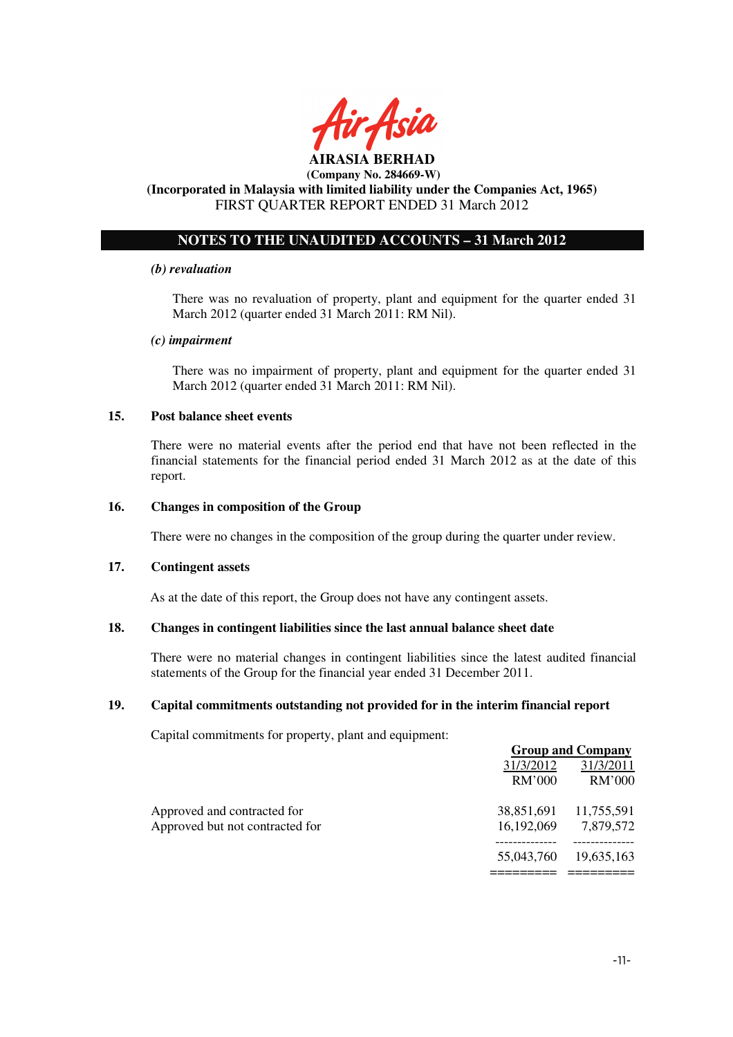## NOTES TO THE UNAUDITED ACCOUNTS – 31 March 2012

***(b) revaluation***

There was no revaluation of property, plant and equipment for the quarter ended 31 March 2012 (quarter ended 31 March 2011: RM Nil).

***(c) impairment***

There was no impairment of property, plant and equipment for the quarter ended 31 March 2012 (quarter ended 31 March 2011: RM Nil).

### 15. Post balance sheet events

There were no material events after the period end that have not been reflected in the financial statements for the financial period ended 31 March 2012 as at the date of this report.

### 16. Changes in composition of the Group

There were no changes in the composition of the group during the quarter under review.

### 17. Contingent assets

As at the date of this report, the Group does not have any contingent assets.

### 18. Changes in contingent liabilities since the last annual balance sheet date

There were no material changes in contingent liabilities since the latest audited financial statements of the Group for the financial year ended 31 December 2011.

### 19. Capital commitments outstanding not provided for in the interim financial report

Capital commitments for property, plant and equipment:

| | Group and Company | |
|---|---|---|
| | 31/3/2012 | 31/3/2011 |
| | RM'000 | RM'000 |
| Approved and contracted for | 38,851,691 | 11,755,591 |
| Approved but not contracted for | 16,192,069 | 7,879,572 |
| | 55,043,760 | 19,635,163 |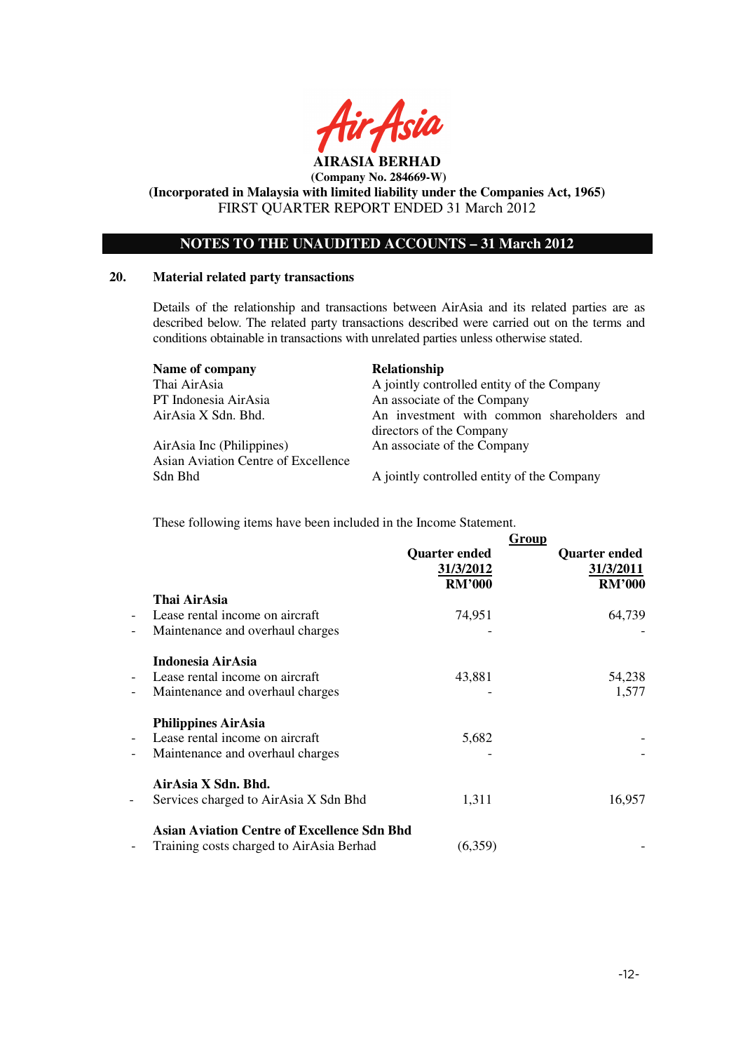**AIRASIA BERHAD**
**(Company No. 284669-W)**
**(Incorporated in Malaysia with limited liability under the Companies Act, 1965)**
FIRST QUARTER REPORT ENDED 31 March 2012

## NOTES TO THE UNAUDITED ACCOUNTS – 31 March 2012

### 20. Material related party transactions

Details of the relationship and transactions between AirAsia and its related parties are as described below. The related party transactions described were carried out on the terms and conditions obtainable in transactions with unrelated parties unless otherwise stated.

| Name of company | Relationship |
|---|---|
| Thai AirAsia | A jointly controlled entity of the Company |
| PT Indonesia AirAsia | An associate of the Company |
| AirAsia X Sdn. Bhd. | An investment with common shareholders and directors of the Company |
| AirAsia Inc (Philippines) | An associate of the Company |
| Asian Aviation Centre of Excellence Sdn Bhd | A jointly controlled entity of the Company |

These following items have been included in the Income Statement.

| | Group | |
|---|---|---|
| | Quarter ended 31/3/2012 RM'000 | Quarter ended 31/3/2011 RM'000 |
| **Thai AirAsia** | | |
| - Lease rental income on aircraft | 74,951 | 64,739 |
| - Maintenance and overhaul charges | - | - |
| **Indonesia AirAsia** | | |
| - Lease rental income on aircraft | 43,881 | 54,238 |
| - Maintenance and overhaul charges | - | 1,577 |
| **Philippines AirAsia** | | |
| - Lease rental income on aircraft | 5,682 | - |
| - Maintenance and overhaul charges | - | - |
| **AirAsia X Sdn. Bhd.** | | |
| - Services charged to AirAsia X Sdn Bhd | 1,311 | 16,957 |
| **Asian Aviation Centre of Excellence Sdn Bhd** | | |
| - Training costs charged to AirAsia Berhad | (6,359) | - |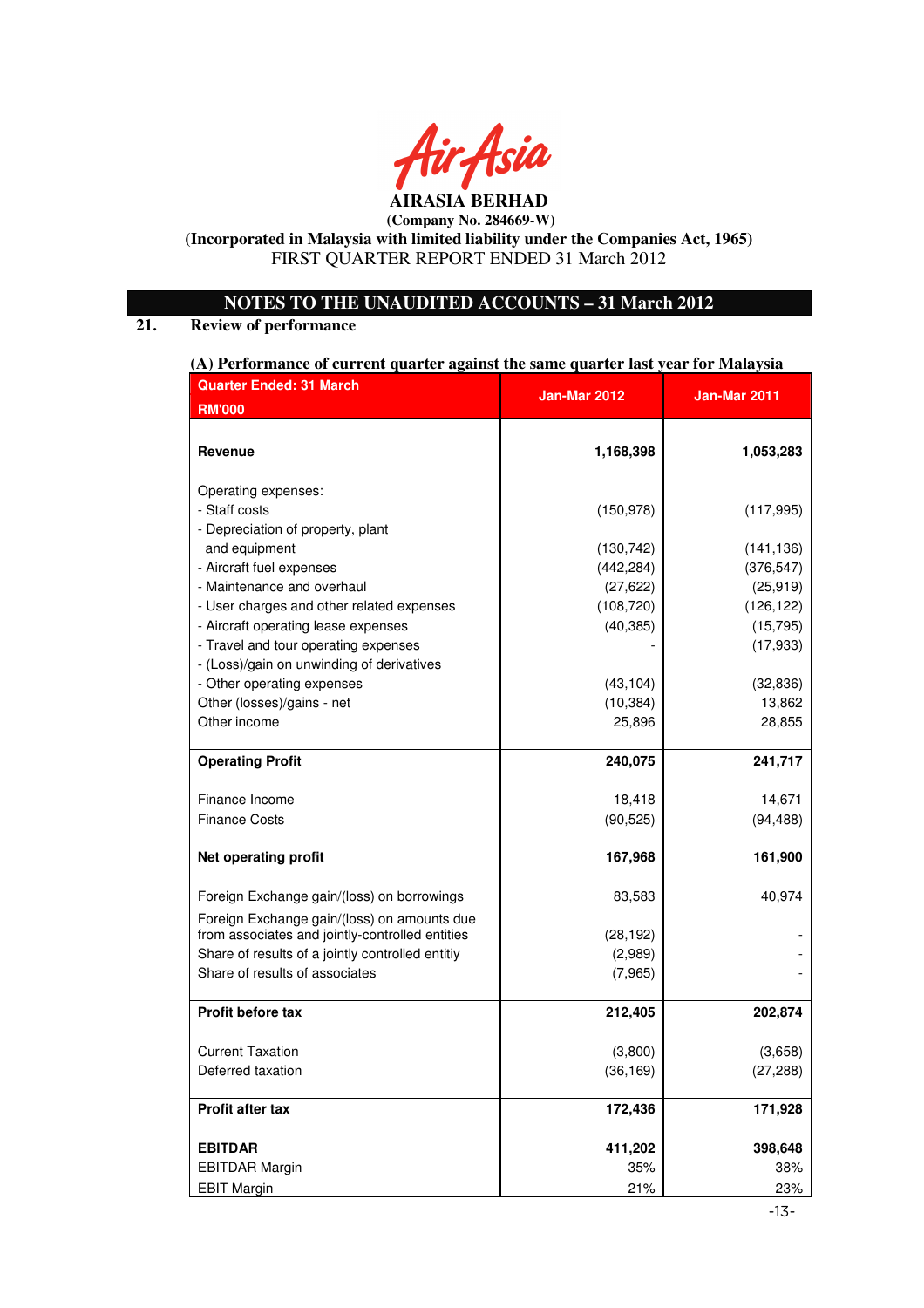AirAsia

**AIRASIA BERHAD**

**(Company No. 284669-W)**

**(Incorporated in Malaysia with limited liability under the Companies Act, 1965)**

FIRST QUARTER REPORT ENDED 31 March 2012

## NOTES TO THE UNAUDITED ACCOUNTS – 31 March 2012

### 21. Review of performance

**(A) Performance of current quarter against the same quarter last year for Malaysia**

| Quarter Ended: 31 March<br>RM'000 | Jan-Mar 2012 | Jan-Mar 2011 |
|---|---|---|
| **Revenue** | **1,168,398** | **1,053,283** |
| Operating expenses: | | |
| - Staff costs | (150,978) | (117,995) |
| - Depreciation of property, plant and equipment | (130,742) | (141,136) |
| - Aircraft fuel expenses | (442,284) | (376,547) |
| - Maintenance and overhaul | (27,622) | (25,919) |
| - User charges and other related expenses | (108,720) | (126,122) |
| - Aircraft operating lease expenses | (40,385) | (15,795) |
| - Travel and tour operating expenses | - | (17,933) |
| - (Loss)/gain on unwinding of derivatives | | |
| - Other operating expenses | (43,104) | (32,836) |
| Other (losses)/gains - net | (10,384) | 13,862 |
| Other income | 25,896 | 28,855 |
| **Operating Profit** | **240,075** | **241,717** |
| Finance Income | 18,418 | 14,671 |
| Finance Costs | (90,525) | (94,488) |
| **Net operating profit** | **167,968** | **161,900** |
| Foreign Exchange gain/(loss) on borrowings | 83,583 | 40,974 |
| Foreign Exchange gain/(loss) on amounts due from associates and jointly-controlled entities | (28,192) | - |
| Share of results of a jointly controlled entitiy | (2,989) | - |
| Share of results of associates | (7,965) | - |
| **Profit before tax** | **212,405** | **202,874** |
| Current Taxation | (3,800) | (3,658) |
| Deferred taxation | (36,169) | (27,288) |
| **Profit after tax** | **172,436** | **171,928** |
| **EBITDAR** | **411,202** | **398,648** |
| EBITDAR Margin | 35% | 38% |
| EBIT Margin | 21% | 23% |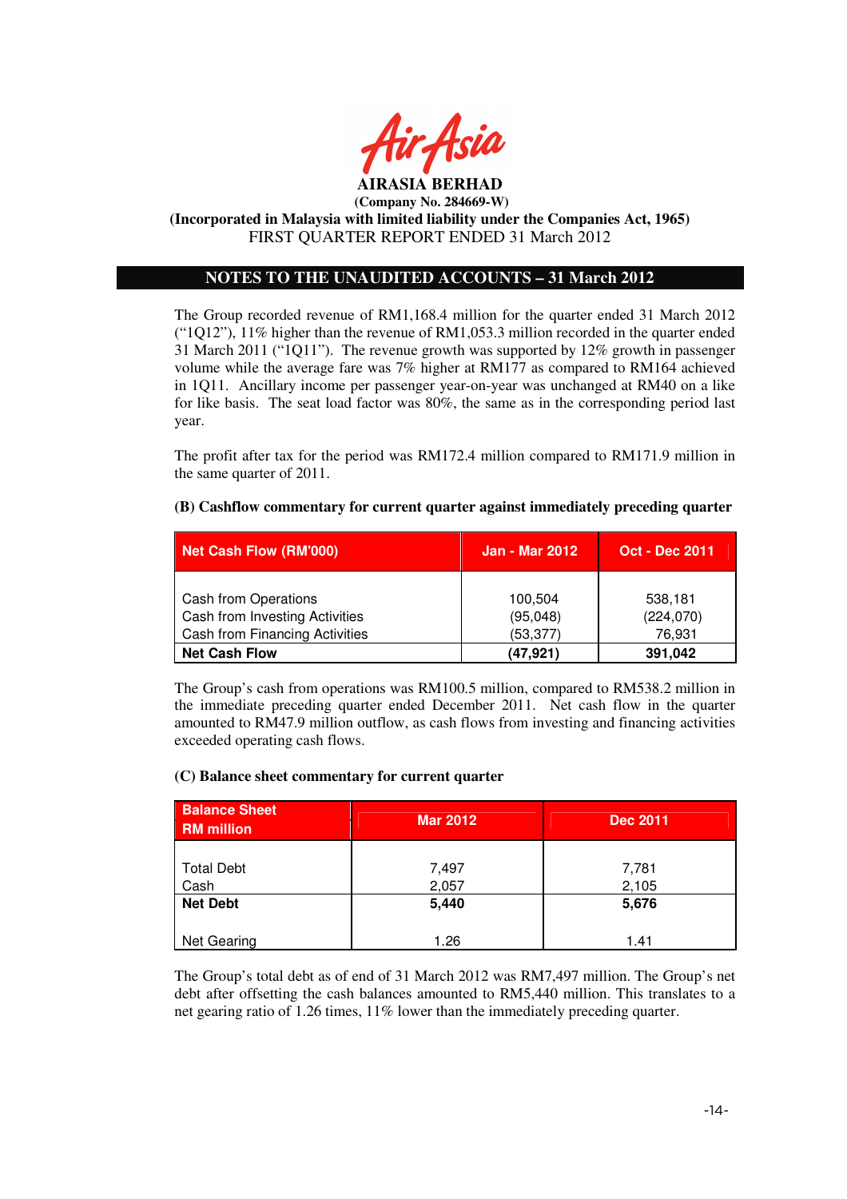**AIRASIA BERHAD**
**(Company No. 284669-W)**
**(Incorporated in Malaysia with limited liability under the Companies Act, 1965)**
FIRST QUARTER REPORT ENDED 31 March 2012

## NOTES TO THE UNAUDITED ACCOUNTS – 31 March 2012

The Group recorded revenue of RM1,168.4 million for the quarter ended 31 March 2012 ("1Q12"), 11% higher than the revenue of RM1,053.3 million recorded in the quarter ended 31 March 2011 ("1Q11"). The revenue growth was supported by 12% growth in passenger volume while the average fare was 7% higher at RM177 as compared to RM164 achieved in 1Q11. Ancillary income per passenger year-on-year was unchanged at RM40 on a like for like basis. The seat load factor was 80%, the same as in the corresponding period last year.

The profit after tax for the period was RM172.4 million compared to RM171.9 million in the same quarter of 2011.

**(B) Cashflow commentary for current quarter against immediately preceding quarter**

| Net Cash Flow (RM'000) | Jan - Mar 2012 | Oct - Dec 2011 |
|---|---|---|
| Cash from Operations | 100,504 | 538,181 |
| Cash from Investing Activities | (95,048) | (224,070) |
| Cash from Financing Activities | (53,377) | 76,931 |
| **Net Cash Flow** | **(47,921)** | **391,042** |

The Group's cash from operations was RM100.5 million, compared to RM538.2 million in the immediate preceding quarter ended December 2011. Net cash flow in the quarter amounted to RM47.9 million outflow, as cash flows from investing and financing activities exceeded operating cash flows.

**(C) Balance sheet commentary for current quarter**

| Balance Sheet RM million | Mar 2012 | Dec 2011 |
|---|---|---|
| Total Debt | 7,497 | 7,781 |
| Cash | 2,057 | 2,105 |
| **Net Debt** | **5,440** | **5,676** |
| Net Gearing | 1.26 | 1.41 |

The Group's total debt as of end of 31 March 2012 was RM7,497 million. The Group's net debt after offsetting the cash balances amounted to RM5,440 million. This translates to a net gearing ratio of 1.26 times, 11% lower than the immediately preceding quarter.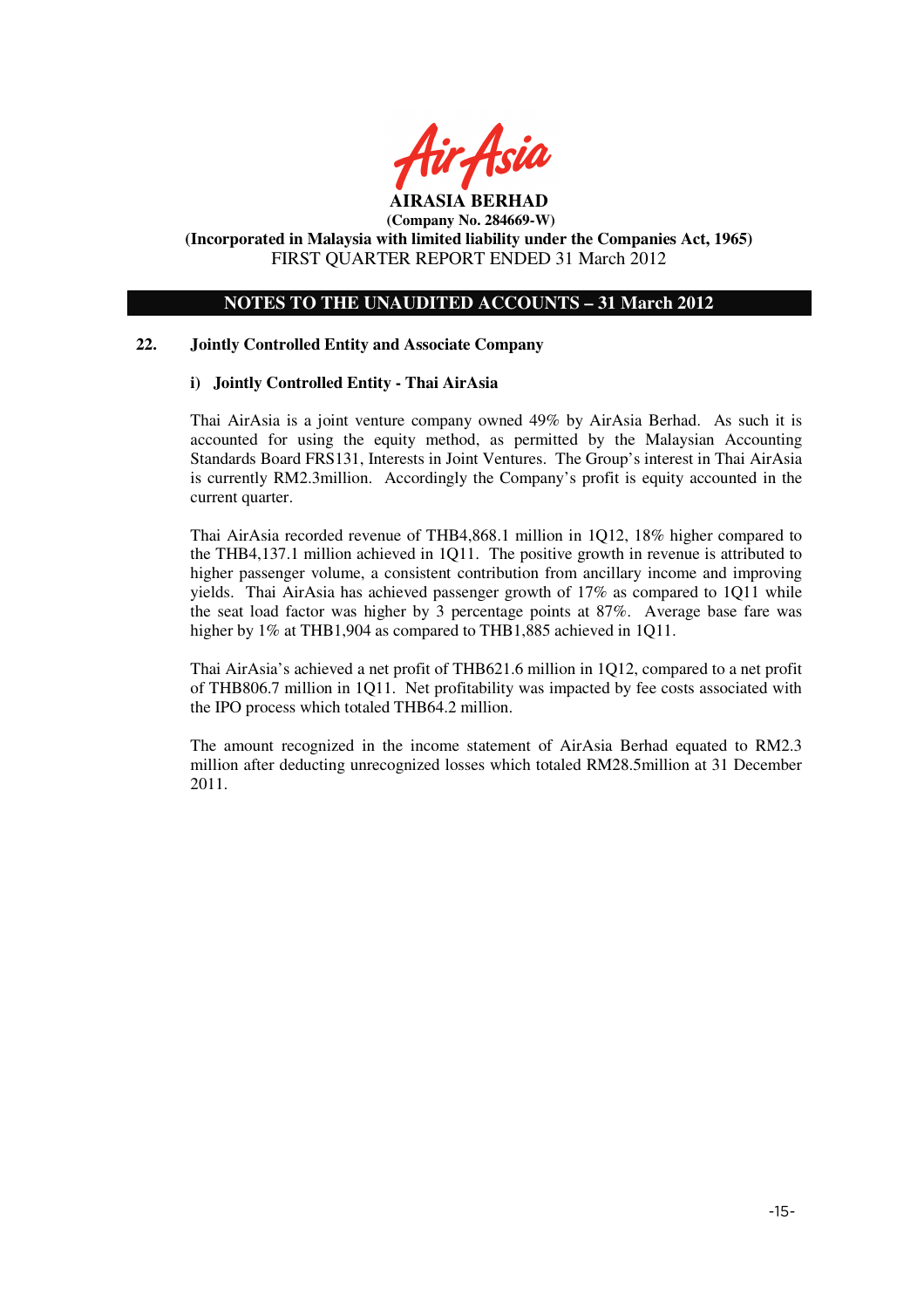## 22. Jointly Controlled Entity and Associate Company

### i) Jointly Controlled Entity - Thai AirAsia

Thai AirAsia is a joint venture company owned 49% by AirAsia Berhad. As such it is accounted for using the equity method, as permitted by the Malaysian Accounting Standards Board FRS131, Interests in Joint Ventures. The Group's interest in Thai AirAsia is currently RM2.3million. Accordingly the Company's profit is equity accounted in the current quarter.

Thai AirAsia recorded revenue of THB4,868.1 million in 1Q12, 18% higher compared to the THB4,137.1 million achieved in 1Q11. The positive growth in revenue is attributed to higher passenger volume, a consistent contribution from ancillary income and improving yields. Thai AirAsia has achieved passenger growth of 17% as compared to 1Q11 while the seat load factor was higher by 3 percentage points at 87%. Average base fare was higher by 1% at THB1,904 as compared to THB1,885 achieved in 1Q11.

Thai AirAsia's achieved a net profit of THB621.6 million in 1Q12, compared to a net profit of THB806.7 million in 1Q11. Net profitability was impacted by fee costs associated with the IPO process which totaled THB64.2 million.

The amount recognized in the income statement of AirAsia Berhad equated to RM2.3 million after deducting unrecognized losses which totaled RM28.5million at 31 December 2011.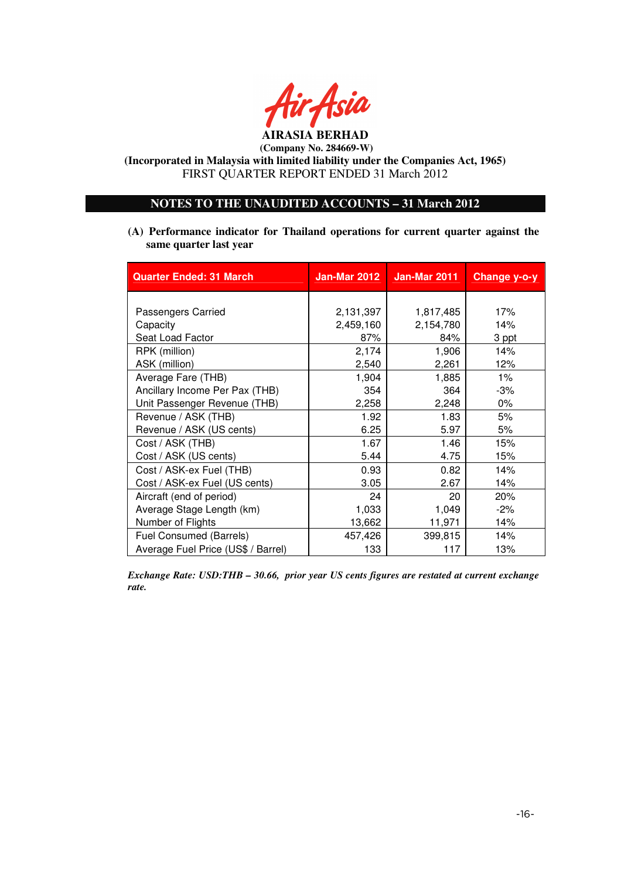**AIRASIA BERHAD**

**(Company No. 284669-W)**

**(Incorporated in Malaysia with limited liability under the Companies Act, 1965)**

FIRST QUARTER REPORT ENDED 31 March 2012

## NOTES TO THE UNAUDITED ACCOUNTS – 31 March 2012

**(A) Performance indicator for Thailand operations for current quarter against the same quarter last year**

| Quarter Ended: 31 March | Jan-Mar 2012 | Jan-Mar 2011 | Change y-o-y |
|---|---|---|---|
| Passengers Carried | 2,131,397 | 1,817,485 | 17% |
| Capacity | 2,459,160 | 2,154,780 | 14% |
| Seat Load Factor | 87% | 84% | 3 ppt |
| RPK (million) | 2,174 | 1,906 | 14% |
| ASK (million) | 2,540 | 2,261 | 12% |
| Average Fare (THB) | 1,904 | 1,885 | 1% |
| Ancillary Income Per Pax (THB) | 354 | 364 | -3% |
| Unit Passenger Revenue (THB) | 2,258 | 2,248 | 0% |
| Revenue / ASK (THB) | 1.92 | 1.83 | 5% |
| Revenue / ASK (US cents) | 6.25 | 5.97 | 5% |
| Cost / ASK (THB) | 1.67 | 1.46 | 15% |
| Cost / ASK (US cents) | 5.44 | 4.75 | 15% |
| Cost / ASK-ex Fuel (THB) | 0.93 | 0.82 | 14% |
| Cost / ASK-ex Fuel (US cents) | 3.05 | 2.67 | 14% |
| Aircraft (end of period) | 24 | 20 | 20% |
| Average Stage Length (km) | 1,033 | 1,049 | -2% |
| Number of Flights | 13,662 | 11,971 | 14% |
| Fuel Consumed (Barrels) | 457,426 | 399,815 | 14% |
| Average Fuel Price (US$ / Barrel) | 133 | 117 | 13% |

***Exchange Rate: USD:THB – 30.66, prior year US cents figures are restated at current exchange rate.***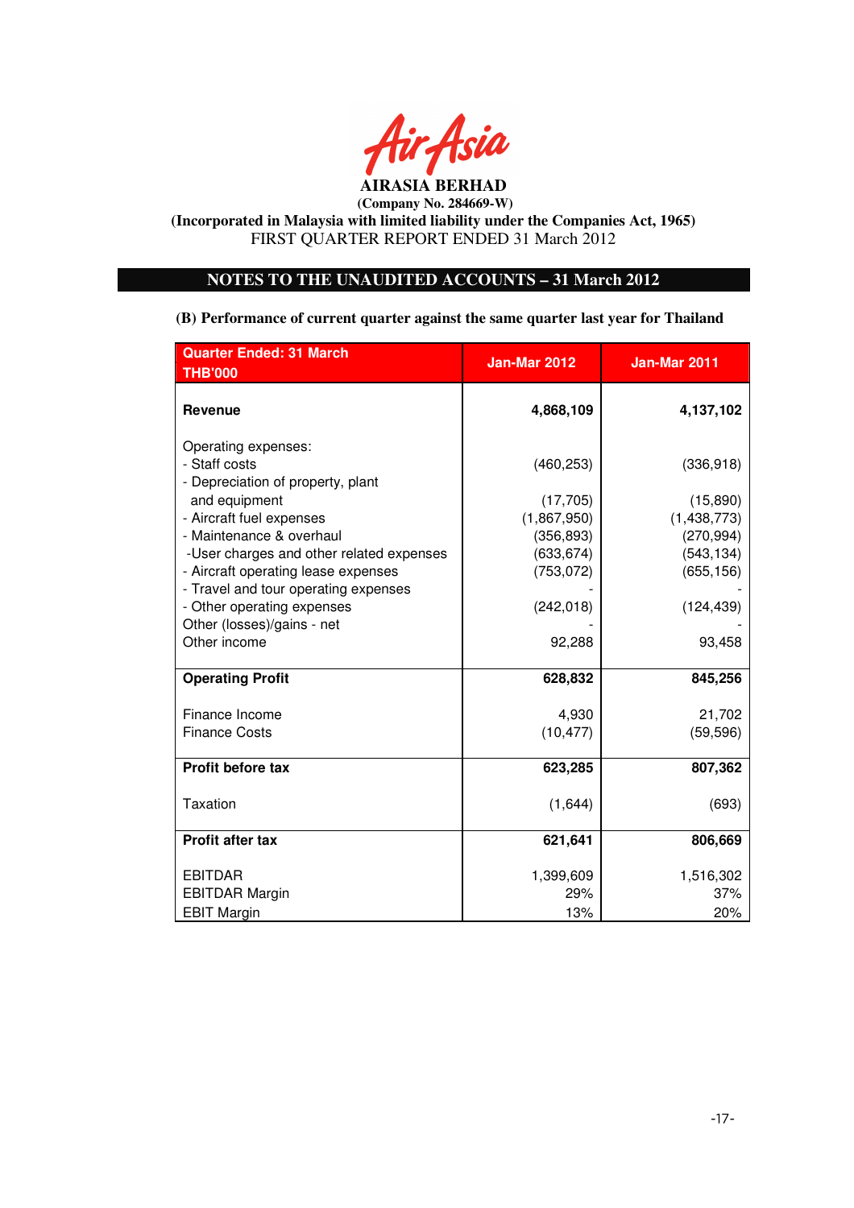AirAsia

**AIRASIA BERHAD**

**(Company No. 284669-W)**

**(Incorporated in Malaysia with limited liability under the Companies Act, 1965)**

FIRST QUARTER REPORT ENDED 31 March 2012

## NOTES TO THE UNAUDITED ACCOUNTS – 31 March 2012

**(B) Performance of current quarter against the same quarter last year for Thailand**

| Quarter Ended: 31 March THB'000 | Jan-Mar 2012 | Jan-Mar 2011 |
|---|---|---|
| **Revenue** | **4,868,109** | **4,137,102** |
| Operating expenses: | | |
| - Staff costs | (460,253) | (336,918) |
| - Depreciation of property, plant and equipment | (17,705) | (15,890) |
| - Aircraft fuel expenses | (1,867,950) | (1,438,773) |
| - Maintenance & overhaul | (356,893) | (270,994) |
| -User charges and other related expenses | (633,674) | (543,134) |
| - Aircraft operating lease expenses | (753,072) | (655,156) |
| - Travel and tour operating expenses | - | - |
| - Other operating expenses | (242,018) | (124,439) |
| Other (losses)/gains - net | - | - |
| Other income | 92,288 | 93,458 |
| **Operating Profit** | **628,832** | **845,256** |
| Finance Income | 4,930 | 21,702 |
| Finance Costs | (10,477) | (59,596) |
| **Profit before tax** | **623,285** | **807,362** |
| Taxation | (1,644) | (693) |
| **Profit after tax** | **621,641** | **806,669** |
| EBITDAR | 1,399,609 | 1,516,302 |
| EBITDAR Margin | 29% | 37% |
| EBIT Margin | 13% | 20% |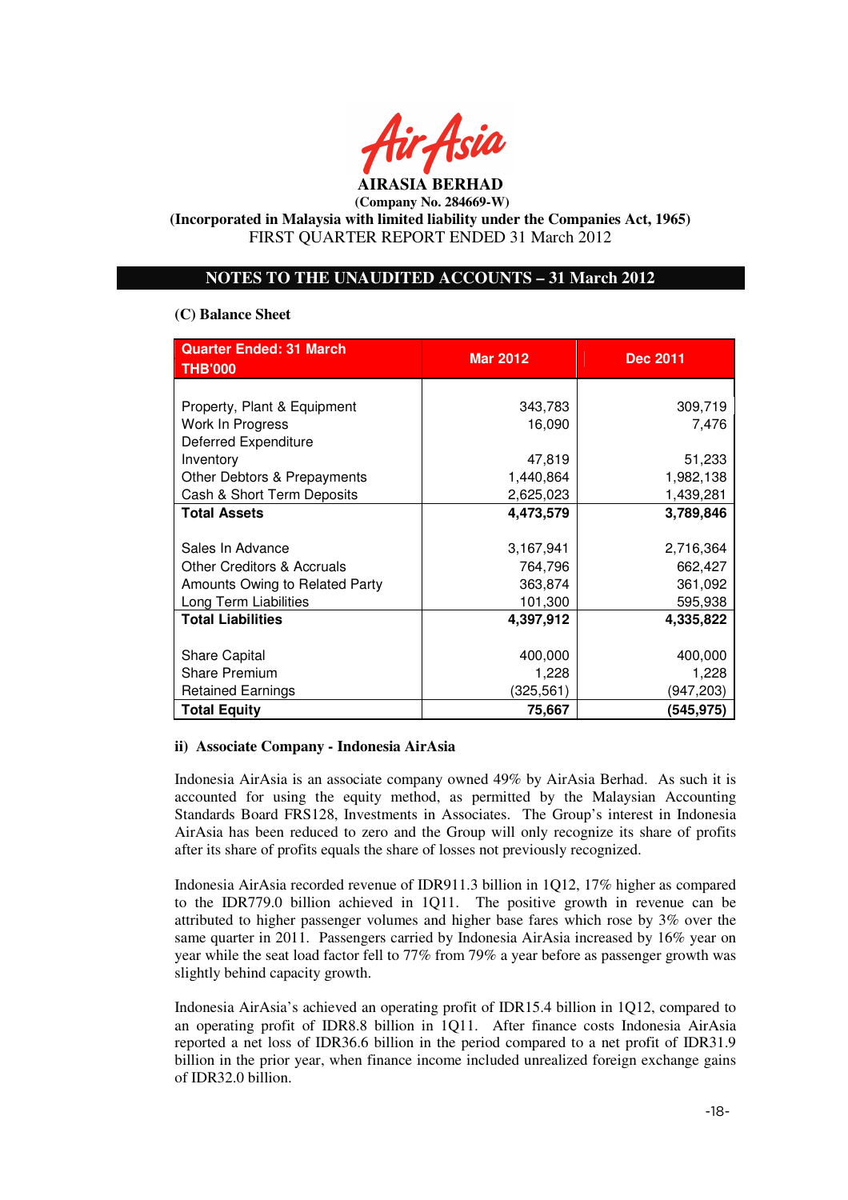AIRASIA BERHAD

**(Company No. 284669-W)**

**(Incorporated in Malaysia with limited liability under the Companies Act, 1965)**

FIRST QUARTER REPORT ENDED 31 March 2012

## NOTES TO THE UNAUDITED ACCOUNTS – 31 March 2012

**(C) Balance Sheet**

| Quarter Ended: 31 March THB'000 | Mar 2012 | Dec 2011 |
|---|---|---|
| Property, Plant & Equipment | 343,783 | 309,719 |
| Work In Progress | 16,090 | 7,476 |
| Deferred Expenditure | | |
| Inventory | 47,819 | 51,233 |
| Other Debtors & Prepayments | 1,440,864 | 1,982,138 |
| Cash & Short Term Deposits | 2,625,023 | 1,439,281 |
| **Total Assets** | **4,473,579** | **3,789,846** |
| Sales In Advance | 3,167,941 | 2,716,364 |
| Other Creditors & Accruals | 764,796 | 662,427 |
| Amounts Owing to Related Party | 363,874 | 361,092 |
| Long Term Liabilities | 101,300 | 595,938 |
| **Total Liabilities** | **4,397,912** | **4,335,822** |
| Share Capital | 400,000 | 400,000 |
| Share Premium | 1,228 | 1,228 |
| Retained Earnings | (325,561) | (947,203) |
| **Total Equity** | **75,667** | **(545,975)** |

**ii) Associate Company - Indonesia AirAsia**

Indonesia AirAsia is an associate company owned 49% by AirAsia Berhad. As such it is accounted for using the equity method, as permitted by the Malaysian Accounting Standards Board FRS128, Investments in Associates. The Group's interest in Indonesia AirAsia has been reduced to zero and the Group will only recognize its share of profits after its share of profits equals the share of losses not previously recognized.

Indonesia AirAsia recorded revenue of IDR911.3 billion in 1Q12, 17% higher as compared to the IDR779.0 billion achieved in 1Q11. The positive growth in revenue can be attributed to higher passenger volumes and higher base fares which rose by 3% over the same quarter in 2011. Passengers carried by Indonesia AirAsia increased by 16% year on year while the seat load factor fell to 77% from 79% a year before as passenger growth was slightly behind capacity growth.

Indonesia AirAsia's achieved an operating profit of IDR15.4 billion in 1Q12, compared to an operating profit of IDR8.8 billion in 1Q11. After finance costs Indonesia AirAsia reported a net loss of IDR36.6 billion in the period compared to a net profit of IDR31.9 billion in the prior year, when finance income included unrealized foreign exchange gains of IDR32.0 billion.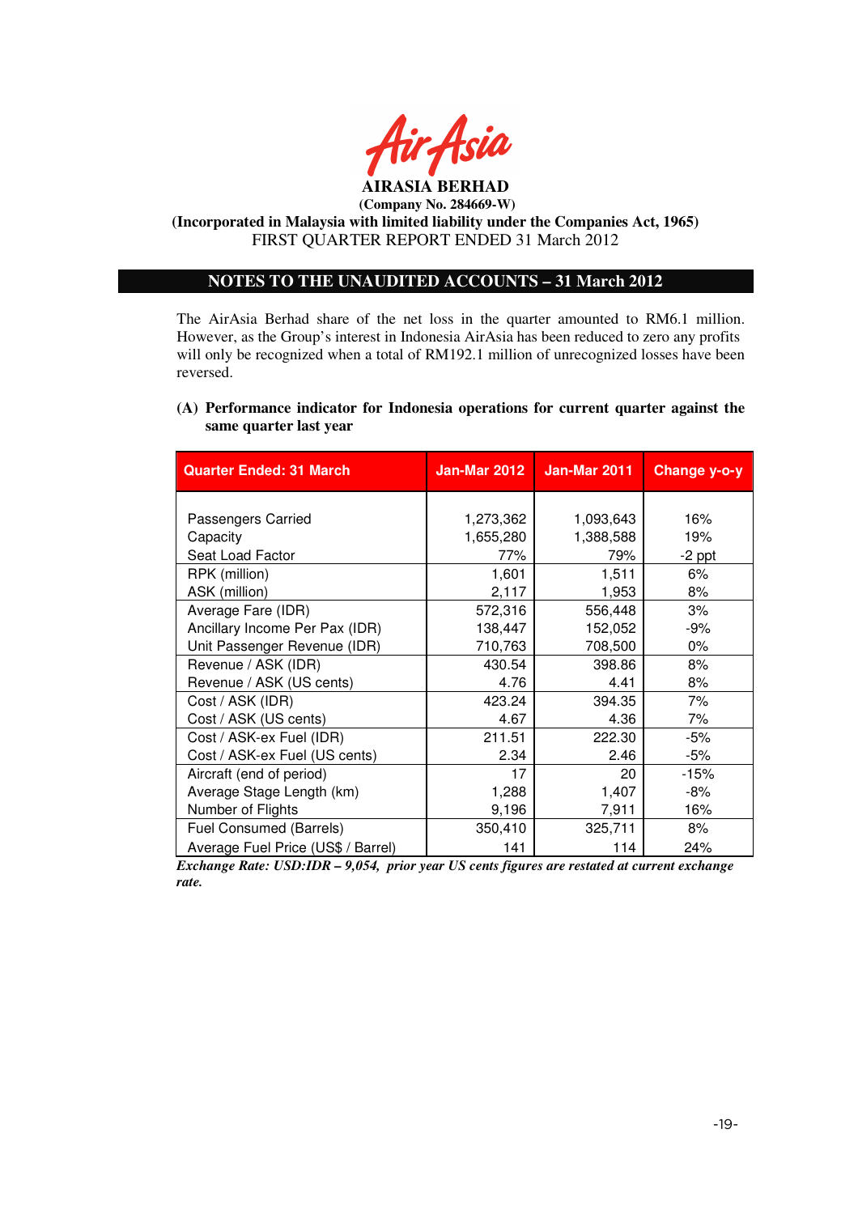**AIRASIA BERHAD**
**(Company No. 284669-W)**
**(Incorporated in Malaysia with limited liability under the Companies Act, 1965)**
FIRST QUARTER REPORT ENDED 31 March 2012

## NOTES TO THE UNAUDITED ACCOUNTS – 31 March 2012

The AirAsia Berhad share of the net loss in the quarter amounted to RM6.1 million. However, as the Group's interest in Indonesia AirAsia has been reduced to zero any profits will only be recognized when a total of RM192.1 million of unrecognized losses have been reversed.

**(A) Performance indicator for Indonesia operations for current quarter against the same quarter last year**

| Quarter Ended: 31 March | Jan-Mar 2012 | Jan-Mar 2011 | Change y-o-y |
|---|---|---|---|
| Passengers Carried | 1,273,362 | 1,093,643 | 16% |
| Capacity | 1,655,280 | 1,388,588 | 19% |
| Seat Load Factor | 77% | 79% | -2 ppt |
| RPK (million) | 1,601 | 1,511 | 6% |
| ASK (million) | 2,117 | 1,953 | 8% |
| Average Fare (IDR) | 572,316 | 556,448 | 3% |
| Ancillary Income Per Pax (IDR) | 138,447 | 152,052 | -9% |
| Unit Passenger Revenue (IDR) | 710,763 | 708,500 | 0% |
| Revenue / ASK (IDR) | 430.54 | 398.86 | 8% |
| Revenue / ASK (US cents) | 4.76 | 4.41 | 8% |
| Cost / ASK (IDR) | 423.24 | 394.35 | 7% |
| Cost / ASK (US cents) | 4.67 | 4.36 | 7% |
| Cost / ASK-ex Fuel (IDR) | 211.51 | 222.30 | -5% |
| Cost / ASK-ex Fuel (US cents) | 2.34 | 2.46 | -5% |
| Aircraft (end of period) | 17 | 20 | -15% |
| Average Stage Length (km) | 1,288 | 1,407 | -8% |
| Number of Flights | 9,196 | 7,911 | 16% |
| Fuel Consumed (Barrels) | 350,410 | 325,711 | 8% |
| Average Fuel Price (US$ / Barrel) | 141 | 114 | 24% |

***Exchange Rate: USD:IDR – 9,054, prior year US cents figures are restated at current exchange rate.***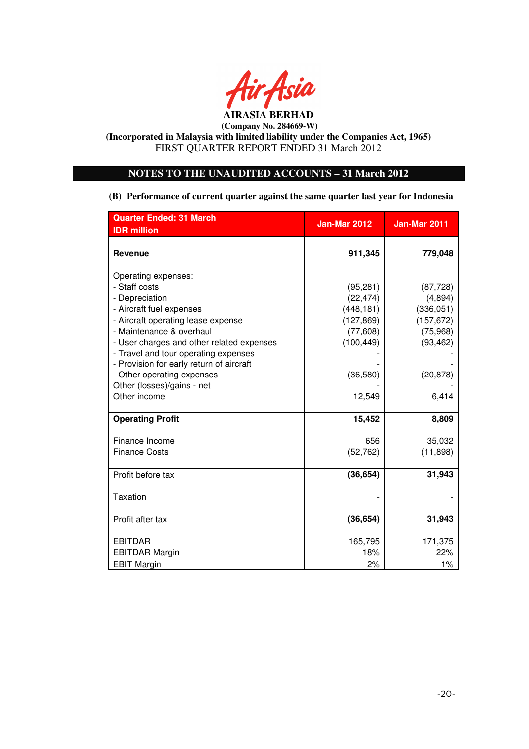**AIRASIA BERHAD**

**(Company No. 284669-W)**

**(Incorporated in Malaysia with limited liability under the Companies Act, 1965)**

FIRST QUARTER REPORT ENDED 31 March 2012

## NOTES TO THE UNAUDITED ACCOUNTS – 31 March 2012

**(B) Performance of current quarter against the same quarter last year for Indonesia**

| Quarter Ended: 31 March<br>IDR million | Jan-Mar 2012 | Jan-Mar 2011 |
|---|---|---|
| **Revenue** | **911,345** | **779,048** |
| Operating expenses: | | |
| - Staff costs | (95,281) | (87,728) |
| - Depreciation | (22,474) | (4,894) |
| - Aircraft fuel expenses | (448,181) | (336,051) |
| - Aircraft operating lease expense | (127,869) | (157,672) |
| - Maintenance & overhaul | (77,608) | (75,968) |
| - User charges and other related expenses | (100,449) | (93,462) |
| - Travel and tour operating expenses | - | - |
| - Provision for early return of aircraft | - | - |
| - Other operating expenses | (36,580) | (20,878) |
| Other (losses)/gains - net | - | - |
| Other income | 12,549 | 6,414 |
| **Operating Profit** | **15,452** | **8,809** |
| Finance Income | 656 | 35,032 |
| Finance Costs | (52,762) | (11,898) |
| Profit before tax | **(36,654)** | **31,943** |
| Taxation | - | - |
| Profit after tax | **(36,654)** | **31,943** |
| EBITDAR | 165,795 | 171,375 |
| EBITDAR Margin | 18% | 22% |
| EBIT Margin | 2% | 1% |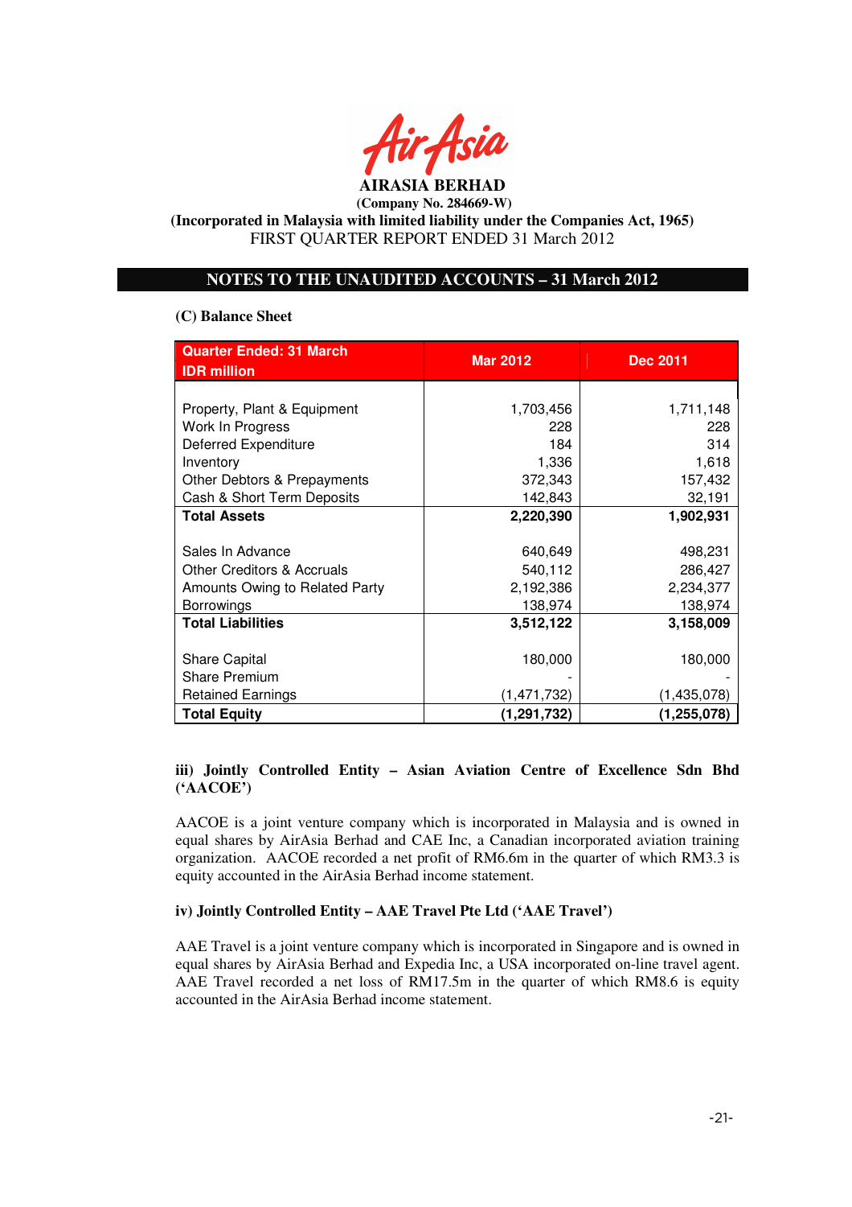**AIRASIA BERHAD**

**(Company No. 284669-W)**

**(Incorporated in Malaysia with limited liability under the Companies Act, 1965)**

FIRST QUARTER REPORT ENDED 31 March 2012

## NOTES TO THE UNAUDITED ACCOUNTS – 31 March 2012

**(C) Balance Sheet**

| Quarter Ended: 31 March<br>IDR million | Mar 2012 | Dec 2011 |
|---|---|---|
| Property, Plant & Equipment | 1,703,456 | 1,711,148 |
| Work In Progress | 228 | 228 |
| Deferred Expenditure | 184 | 314 |
| Inventory | 1,336 | 1,618 |
| Other Debtors & Prepayments | 372,343 | 157,432 |
| Cash & Short Term Deposits | 142,843 | 32,191 |
| **Total Assets** | **2,220,390** | **1,902,931** |
| Sales In Advance | 640,649 | 498,231 |
| Other Creditors & Accruals | 540,112 | 286,427 |
| Amounts Owing to Related Party | 2,192,386 | 2,234,377 |
| Borrowings | 138,974 | 138,974 |
| **Total Liabilities** | **3,512,122** | **3,158,009** |
| Share Capital | 180,000 | 180,000 |
| Share Premium | - | - |
| Retained Earnings | (1,471,732) | (1,435,078) |
| **Total Equity** | **(1,291,732)** | **(1,255,078)** |

**iii) Jointly Controlled Entity – Asian Aviation Centre of Excellence Sdn Bhd ('AACOE')**

AACOE is a joint venture company which is incorporated in Malaysia and is owned in equal shares by AirAsia Berhad and CAE Inc, a Canadian incorporated aviation training organization. AACOE recorded a net profit of RM6.6m in the quarter of which RM3.3 is equity accounted in the AirAsia Berhad income statement.

**iv) Jointly Controlled Entity – AAE Travel Pte Ltd ('AAE Travel')**

AAE Travel is a joint venture company which is incorporated in Singapore and is owned in equal shares by AirAsia Berhad and Expedia Inc, a USA incorporated on-line travel agent. AAE Travel recorded a net loss of RM17.5m in the quarter of which RM8.6 is equity accounted in the AirAsia Berhad income statement.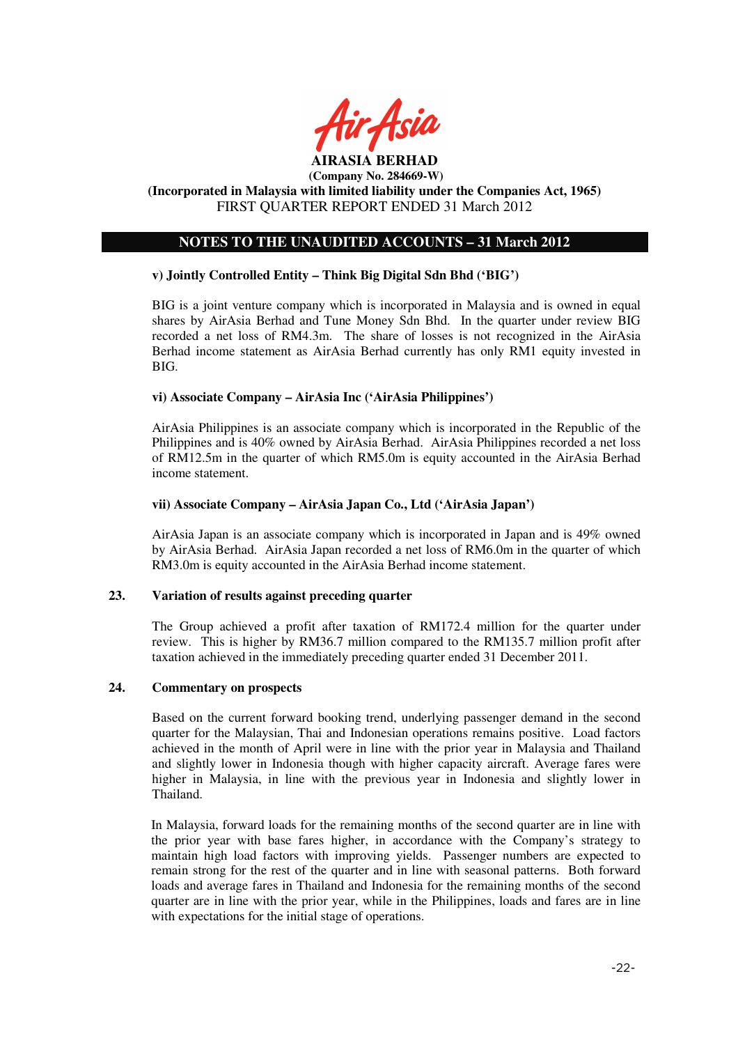**AIRASIA BERHAD**
**(Company No. 284669-W)**
**(Incorporated in Malaysia with limited liability under the Companies Act, 1965)**
FIRST QUARTER REPORT ENDED 31 March 2012

## NOTES TO THE UNAUDITED ACCOUNTS – 31 March 2012

**v) Jointly Controlled Entity – Think Big Digital Sdn Bhd ('BIG')**

BIG is a joint venture company which is incorporated in Malaysia and is owned in equal shares by AirAsia Berhad and Tune Money Sdn Bhd. In the quarter under review BIG recorded a net loss of RM4.3m. The share of losses is not recognized in the AirAsia Berhad income statement as AirAsia Berhad currently has only RM1 equity invested in BIG.

**vi) Associate Company – AirAsia Inc ('AirAsia Philippines')**

AirAsia Philippines is an associate company which is incorporated in the Republic of the Philippines and is 40% owned by AirAsia Berhad. AirAsia Philippines recorded a net loss of RM12.5m in the quarter of which RM5.0m is equity accounted in the AirAsia Berhad income statement.

**vii) Associate Company – AirAsia Japan Co., Ltd ('AirAsia Japan')**

AirAsia Japan is an associate company which is incorporated in Japan and is 49% owned by AirAsia Berhad. AirAsia Japan recorded a net loss of RM6.0m in the quarter of which RM3.0m is equity accounted in the AirAsia Berhad income statement.

### 23. Variation of results against preceding quarter

The Group achieved a profit after taxation of RM172.4 million for the quarter under review. This is higher by RM36.7 million compared to the RM135.7 million profit after taxation achieved in the immediately preceding quarter ended 31 December 2011.

### 24. Commentary on prospects

Based on the current forward booking trend, underlying passenger demand in the second quarter for the Malaysian, Thai and Indonesian operations remains positive. Load factors achieved in the month of April were in line with the prior year in Malaysia and Thailand and slightly lower in Indonesia though with higher capacity aircraft. Average fares were higher in Malaysia, in line with the previous year in Indonesia and slightly lower in Thailand.

In Malaysia, forward loads for the remaining months of the second quarter are in line with the prior year with base fares higher, in accordance with the Company's strategy to maintain high load factors with improving yields. Passenger numbers are expected to remain strong for the rest of the quarter and in line with seasonal patterns. Both forward loads and average fares in Thailand and Indonesia for the remaining months of the second quarter are in line with the prior year, while in the Philippines, loads and fares are in line with expectations for the initial stage of operations.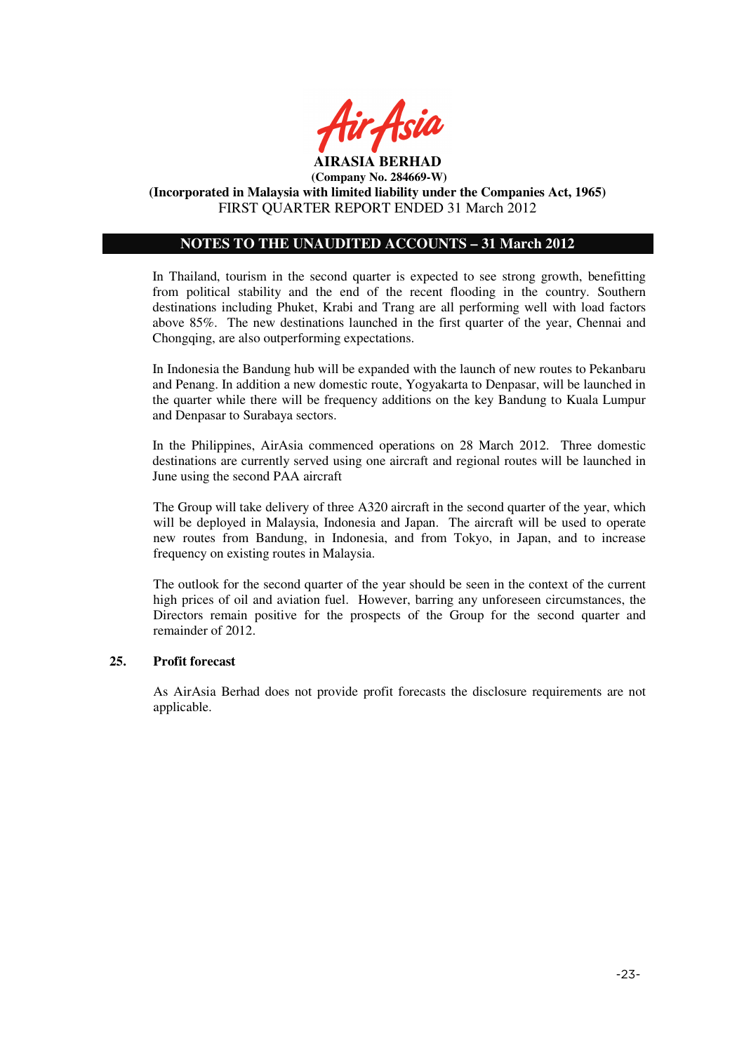**AIRASIA BERHAD**
**(Company No. 284669-W)**
**(Incorporated in Malaysia with limited liability under the Companies Act, 1965)**
FIRST QUARTER REPORT ENDED 31 March 2012

## NOTES TO THE UNAUDITED ACCOUNTS – 31 March 2012

In Thailand, tourism in the second quarter is expected to see strong growth, benefitting from political stability and the end of the recent flooding in the country. Southern destinations including Phuket, Krabi and Trang are all performing well with load factors above 85%. The new destinations launched in the first quarter of the year, Chennai and Chongqing, are also outperforming expectations.

In Indonesia the Bandung hub will be expanded with the launch of new routes to Pekanbaru and Penang. In addition a new domestic route, Yogyakarta to Denpasar, will be launched in the quarter while there will be frequency additions on the key Bandung to Kuala Lumpur and Denpasar to Surabaya sectors.

In the Philippines, AirAsia commenced operations on 28 March 2012. Three domestic destinations are currently served using one aircraft and regional routes will be launched in June using the second PAA aircraft

The Group will take delivery of three A320 aircraft in the second quarter of the year, which will be deployed in Malaysia, Indonesia and Japan. The aircraft will be used to operate new routes from Bandung, in Indonesia, and from Tokyo, in Japan, and to increase frequency on existing routes in Malaysia.

The outlook for the second quarter of the year should be seen in the context of the current high prices of oil and aviation fuel. However, barring any unforeseen circumstances, the Directors remain positive for the prospects of the Group for the second quarter and remainder of 2012.

### 25. Profit forecast

As AirAsia Berhad does not provide profit forecasts the disclosure requirements are not applicable.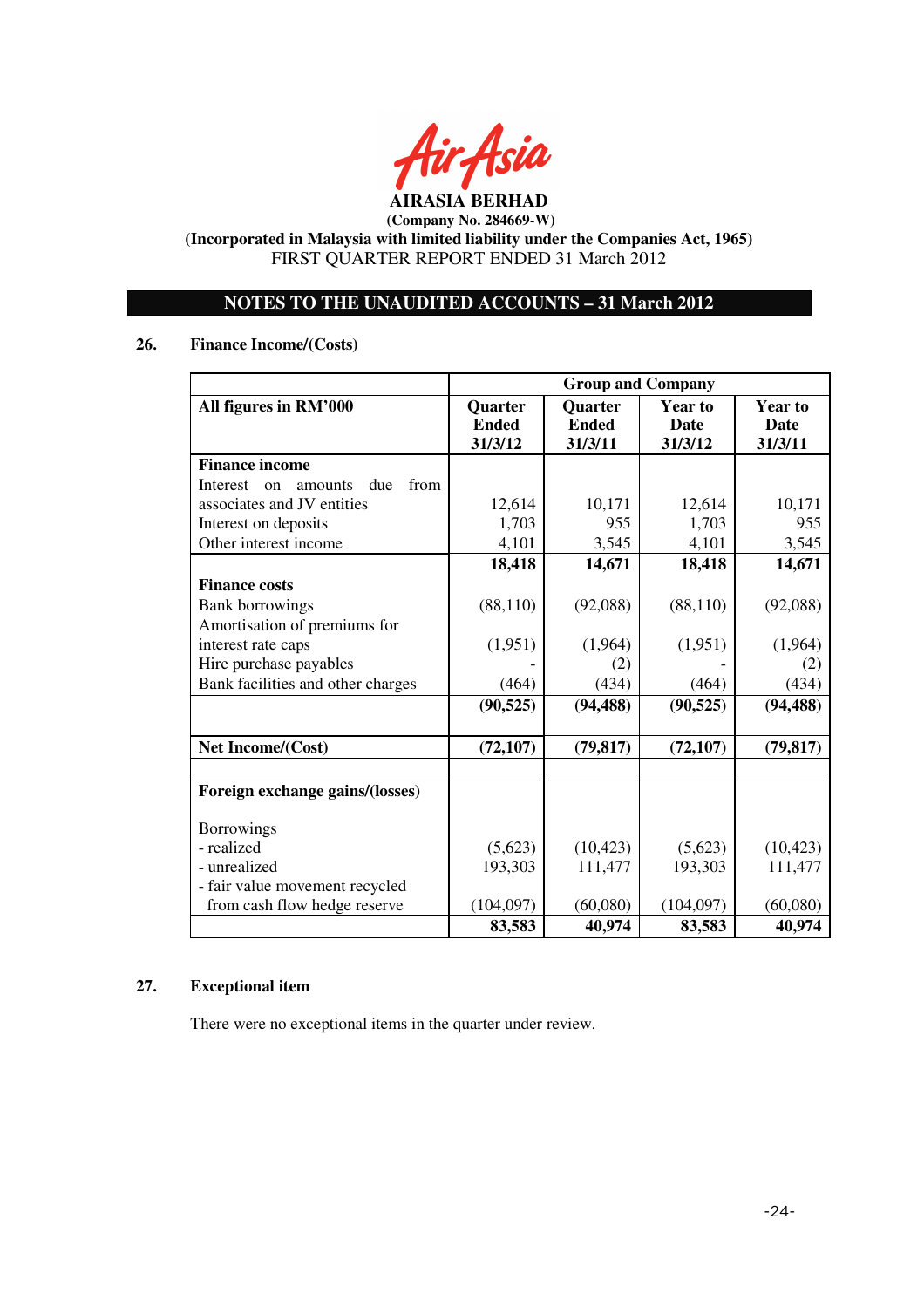**AIRASIA BERHAD**
**(Company No. 284669-W)**
**(Incorporated in Malaysia with limited liability under the Companies Act, 1965)**
FIRST QUARTER REPORT ENDED 31 March 2012

## NOTES TO THE UNAUDITED ACCOUNTS – 31 March 2012

### 26. Finance Income/(Costs)

| | Group and Company | | | |
|---|---|---|---|---|
| **All figures in RM'000** | **Quarter Ended 31/3/12** | **Quarter Ended 31/3/11** | **Year to Date 31/3/12** | **Year to Date 31/3/11** |
| **Finance income** | | | | |
| Interest on amounts due from associates and JV entities | 12,614 | 10,171 | 12,614 | 10,171 |
| Interest on deposits | 1,703 | 955 | 1,703 | 955 |
| Other interest income | 4,101 | 3,545 | 4,101 | 3,545 |
| | **18,418** | **14,671** | **18,418** | **14,671** |
| **Finance costs** | | | | |
| Bank borrowings | (88,110) | (92,088) | (88,110) | (92,088) |
| Amortisation of premiums for interest rate caps | (1,951) | (1,964) | (1,951) | (1,964) |
| Hire purchase payables | - | (2) | - | (2) |
| Bank facilities and other charges | (464) | (434) | (464) | (434) |
| | **(90,525)** | **(94,488)** | **(90,525)** | **(94,488)** |
| **Net Income/(Cost)** | **(72,107)** | **(79,817)** | **(72,107)** | **(79,817)** |
| | | | | |
| **Foreign exchange gains/(losses)** | | | | |
| Borrowings | | | | |
| - realized | (5,623) | (10,423) | (5,623) | (10,423) |
| - unrealized | 193,303 | 111,477 | 193,303 | 111,477 |
| - fair value movement recycled from cash flow hedge reserve | (104,097) | (60,080) | (104,097) | (60,080) |
| | **83,583** | **40,974** | **83,583** | **40,974** |

### 27. Exceptional item

There were no exceptional items in the quarter under review.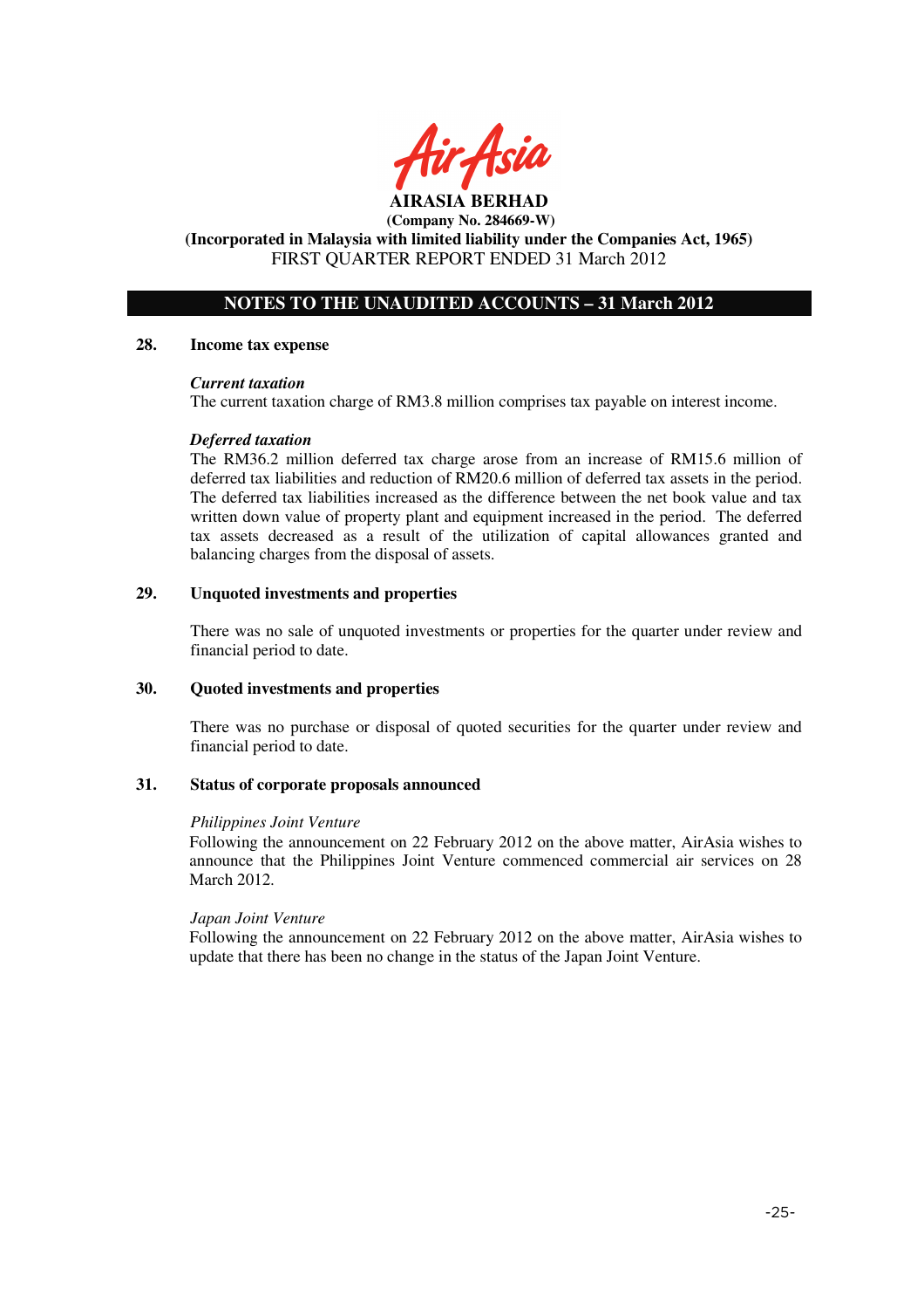## NOTES TO THE UNAUDITED ACCOUNTS – 31 March 2012

### 28. Income tax expense

***Current taxation***

The current taxation charge of RM3.8 million comprises tax payable on interest income.

***Deferred taxation***

The RM36.2 million deferred tax charge arose from an increase of RM15.6 million of deferred tax liabilities and reduction of RM20.6 million of deferred tax assets in the period. The deferred tax liabilities increased as the difference between the net book value and tax written down value of property plant and equipment increased in the period. The deferred tax assets decreased as a result of the utilization of capital allowances granted and balancing charges from the disposal of assets.

### 29. Unquoted investments and properties

There was no sale of unquoted investments or properties for the quarter under review and financial period to date.

### 30. Quoted investments and properties

There was no purchase or disposal of quoted securities for the quarter under review and financial period to date.

### 31. Status of corporate proposals announced

*Philippines Joint Venture*

Following the announcement on 22 February 2012 on the above matter, AirAsia wishes to announce that the Philippines Joint Venture commenced commercial air services on 28 March 2012.

*Japan Joint Venture*

Following the announcement on 22 February 2012 on the above matter, AirAsia wishes to update that there has been no change in the status of the Japan Joint Venture.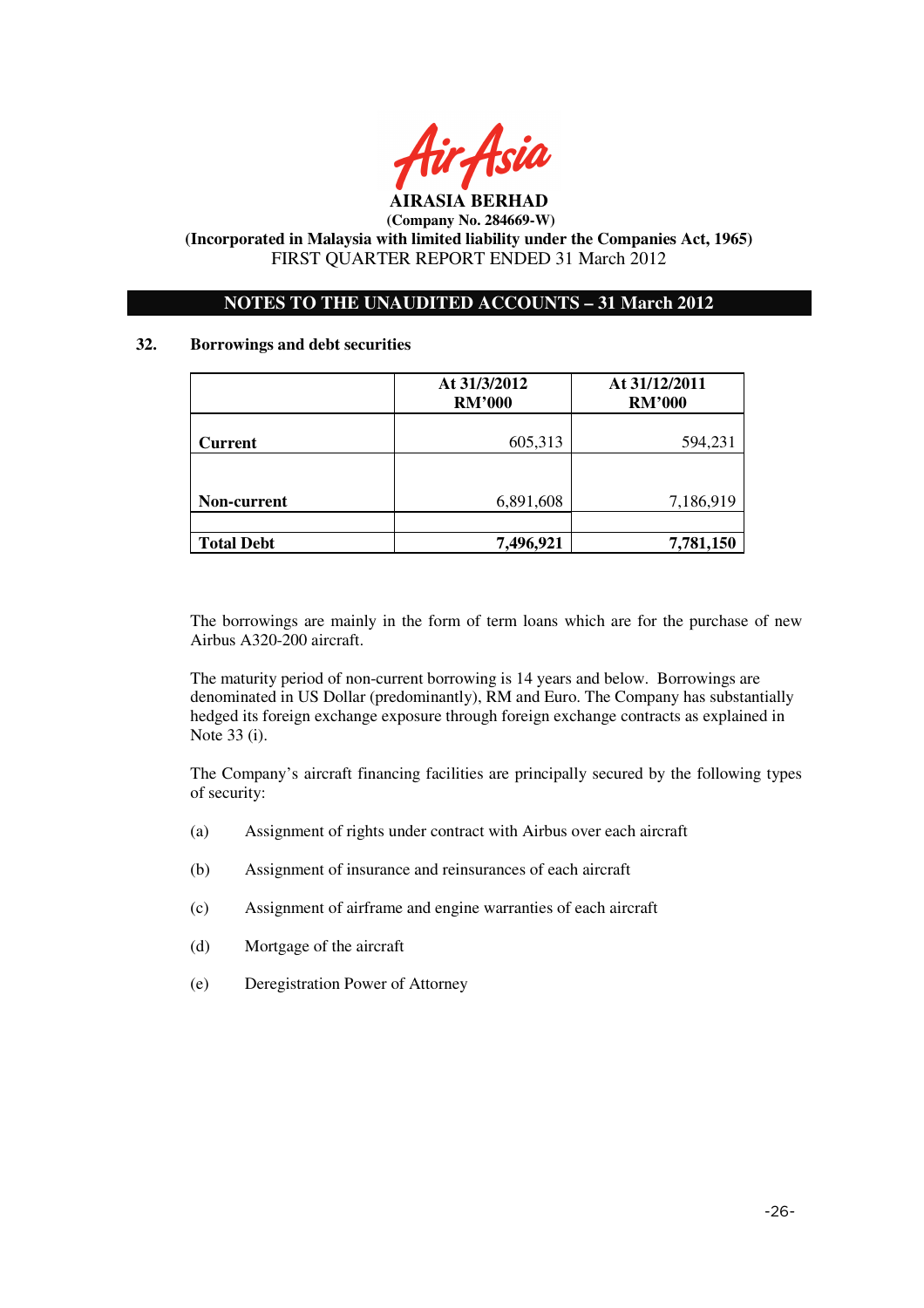# AIRASIA BERHAD

**(Company No. 284669-W)**

**(Incorporated in Malaysia with limited liability under the Companies Act, 1965)**

FIRST QUARTER REPORT ENDED 31 March 2012

## NOTES TO THE UNAUDITED ACCOUNTS – 31 March 2012

### 32. Borrowings and debt securities

| | At 31/3/2012 RM'000 | At 31/12/2011 RM'000 |
|---|---:|---:|
| **Current** | 605,313 | 594,231 |
| **Non-current** | 6,891,608 | 7,186,919 |
| **Total Debt** | **7,496,921** | **7,781,150** |

The borrowings are mainly in the form of term loans which are for the purchase of new Airbus A320-200 aircraft.

The maturity period of non-current borrowing is 14 years and below. Borrowings are denominated in US Dollar (predominantly), RM and Euro. The Company has substantially hedged its foreign exchange exposure through foreign exchange contracts as explained in Note 33 (i).

The Company's aircraft financing facilities are principally secured by the following types of security:

(a) Assignment of rights under contract with Airbus over each aircraft

(b) Assignment of insurance and reinsurances of each aircraft

(c) Assignment of airframe and engine warranties of each aircraft

(d) Mortgage of the aircraft

(e) Deregistration Power of Attorney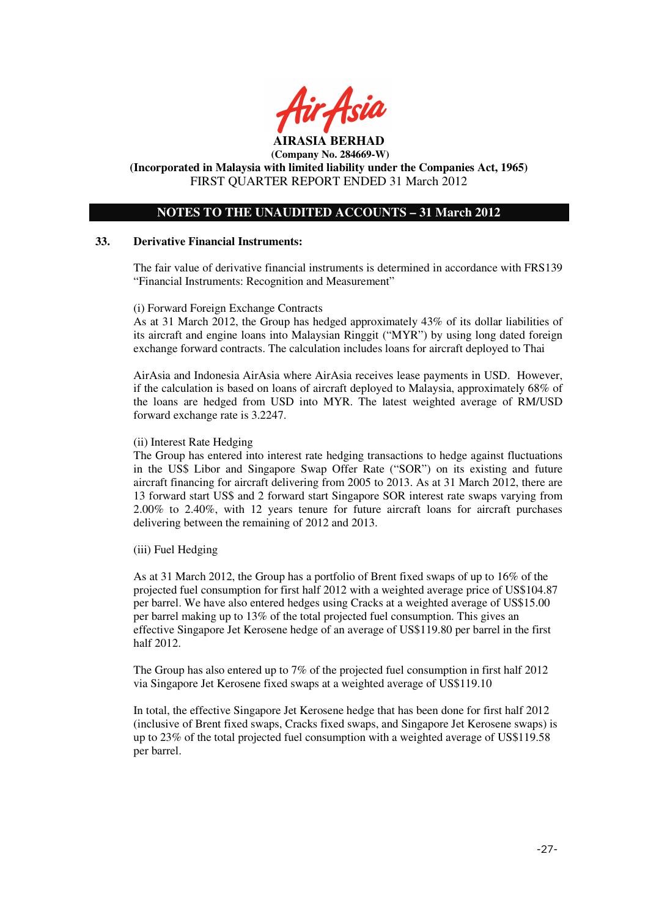**AIRASIA BERHAD**
**(Company No. 284669-W)**
**(Incorporated in Malaysia with limited liability under the Companies Act, 1965)**
FIRST QUARTER REPORT ENDED 31 March 2012

## NOTES TO THE UNAUDITED ACCOUNTS – 31 March 2012

### 33. Derivative Financial Instruments:

The fair value of derivative financial instruments is determined in accordance with FRS139 "Financial Instruments: Recognition and Measurement"

(i) Forward Foreign Exchange Contracts
As at 31 March 2012, the Group has hedged approximately 43% of its dollar liabilities of its aircraft and engine loans into Malaysian Ringgit ("MYR") by using long dated foreign exchange forward contracts. The calculation includes loans for aircraft deployed to Thai

AirAsia and Indonesia AirAsia where AirAsia receives lease payments in USD. However, if the calculation is based on loans of aircraft deployed to Malaysia, approximately 68% of the loans are hedged from USD into MYR. The latest weighted average of RM/USD forward exchange rate is 3.2247.

(ii) Interest Rate Hedging
The Group has entered into interest rate hedging transactions to hedge against fluctuations in the US$ Libor and Singapore Swap Offer Rate ("SOR") on its existing and future aircraft financing for aircraft delivering from 2005 to 2013. As at 31 March 2012, there are 13 forward start US$ and 2 forward start Singapore SOR interest rate swaps varying from 2.00% to 2.40%, with 12 years tenure for future aircraft loans for aircraft purchases delivering between the remaining of 2012 and 2013.

(iii) Fuel Hedging

As at 31 March 2012, the Group has a portfolio of Brent fixed swaps of up to 16% of the projected fuel consumption for first half 2012 with a weighted average price of US$104.87 per barrel. We have also entered hedges using Cracks at a weighted average of US$15.00 per barrel making up to 13% of the total projected fuel consumption. This gives an effective Singapore Jet Kerosene hedge of an average of US$119.80 per barrel in the first half 2012.

The Group has also entered up to 7% of the projected fuel consumption in first half 2012 via Singapore Jet Kerosene fixed swaps at a weighted average of US$119.10

In total, the effective Singapore Jet Kerosene hedge that has been done for first half 2012 (inclusive of Brent fixed swaps, Cracks fixed swaps, and Singapore Jet Kerosene swaps) is up to 23% of the total projected fuel consumption with a weighted average of US$119.58 per barrel.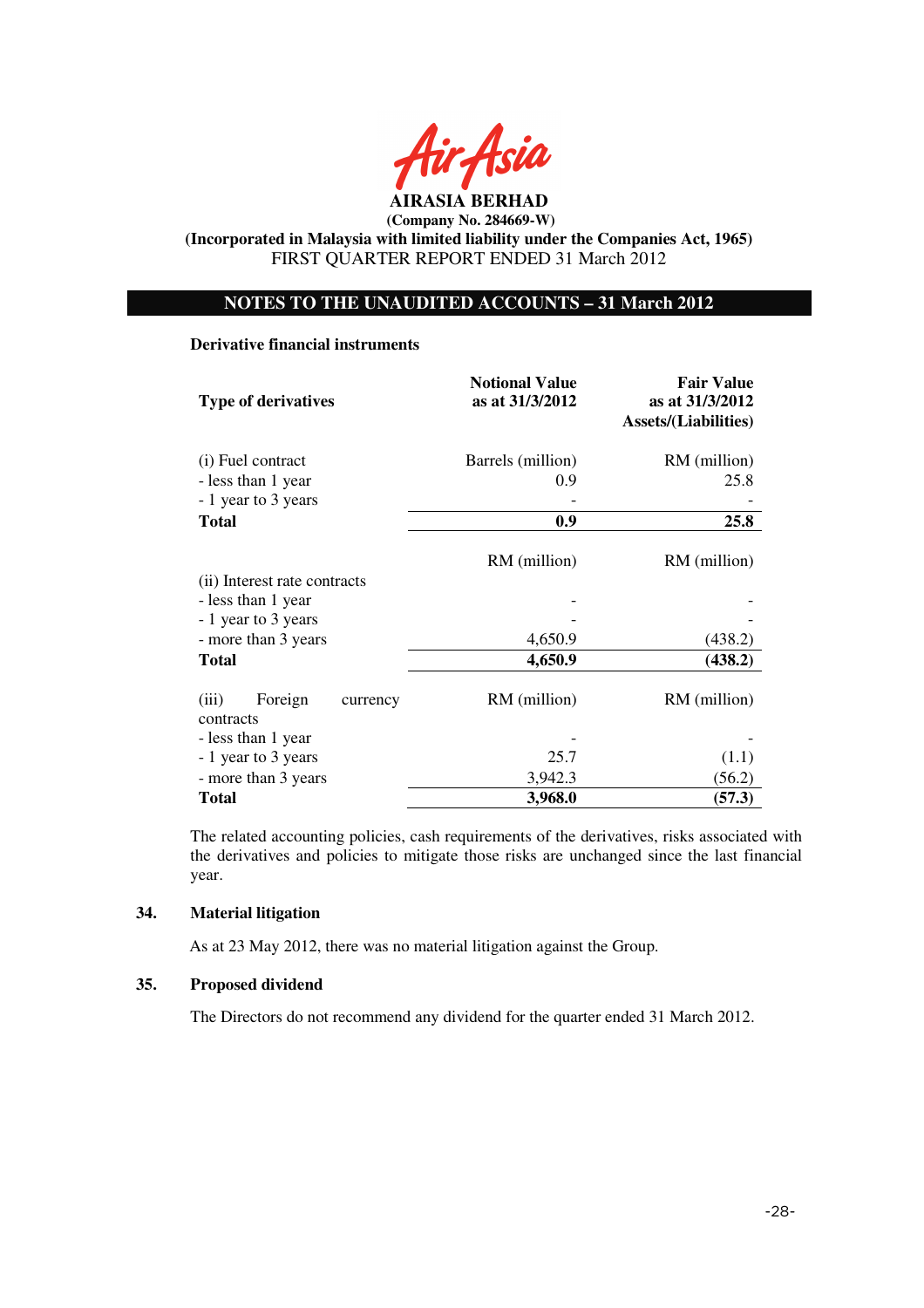**AIRASIA BERHAD**

**(Company No. 284669-W)**

**(Incorporated in Malaysia with limited liability under the Companies Act, 1965)**

FIRST QUARTER REPORT ENDED 31 March 2012

## NOTES TO THE UNAUDITED ACCOUNTS – 31 March 2012

**Derivative financial instruments**

| Type of derivatives | Notional Value as at 31/3/2012 | Fair Value as at 31/3/2012 Assets/(Liabilities) |
|---|---|---|
| (i) Fuel contract | Barrels (million) | RM (million) |
| - less than 1 year | 0.9 | 25.8 |
| - 1 year to 3 years | - | - |
| **Total** | **0.9** | **25.8** |
| | RM (million) | RM (million) |
| (ii) Interest rate contracts | | |
| - less than 1 year | - | - |
| - 1 year to 3 years | - | - |
| - more than 3 years | 4,650.9 | (438.2) |
| **Total** | **4,650.9** | **(438.2)** |
| (iii) Foreign currency contracts | RM (million) | RM (million) |
| - less than 1 year | - | - |
| - 1 year to 3 years | 25.7 | (1.1) |
| - more than 3 years | 3,942.3 | (56.2) |
| **Total** | **3,968.0** | **(57.3)** |

The related accounting policies, cash requirements of the derivatives, risks associated with the derivatives and policies to mitigate those risks are unchanged since the last financial year.

### 34. Material litigation

As at 23 May 2012, there was no material litigation against the Group.

### 35. Proposed dividend

The Directors do not recommend any dividend for the quarter ended 31 March 2012.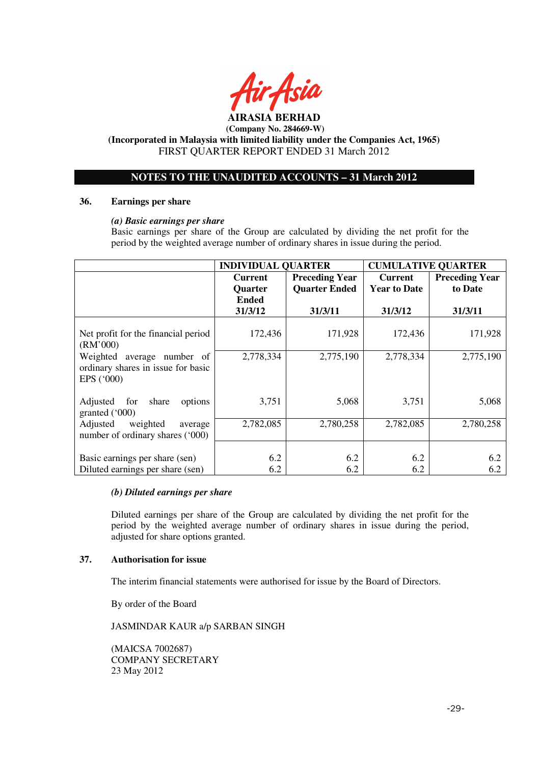**AIRASIA BERHAD**

**(Company No. 284669-W)**

**(Incorporated in Malaysia with limited liability under the Companies Act, 1965)**

FIRST QUARTER REPORT ENDED 31 March 2012

## NOTES TO THE UNAUDITED ACCOUNTS – 31 March 2012

### 36. Earnings per share

***(a) Basic earnings per share***

Basic earnings per share of the Group are calculated by dividing the net profit for the period by the weighted average number of ordinary shares in issue during the period.

| | INDIVIDUAL QUARTER | | CUMULATIVE QUARTER | |
|---|---|---|---|---|
| | **Current Quarter Ended 31/3/12** | **Preceding Year Quarter Ended 31/3/11** | **Current Year to Date 31/3/12** | **Preceding Year to Date 31/3/11** |
| Net profit for the financial period (RM'000) | 172,436 | 171,928 | 172,436 | 171,928 |
| Weighted average number of ordinary shares in issue for basic EPS ('000) | 2,778,334 | 2,775,190 | 2,778,334 | 2,775,190 |
| Adjusted for share options granted ('000) | 3,751 | 5,068 | 3,751 | 5,068 |
| Adjusted weighted average number of ordinary shares ('000) | 2,782,085 | 2,780,258 | 2,782,085 | 2,780,258 |
| Basic earnings per share (sen) | 6.2 | 6.2 | 6.2 | 6.2 |
| Diluted earnings per share (sen) | 6.2 | 6.2 | 6.2 | 6.2 |

***(b) Diluted earnings per share***

Diluted earnings per share of the Group are calculated by dividing the net profit for the period by the weighted average number of ordinary shares in issue during the period, adjusted for share options granted.

### 37. Authorisation for issue

The interim financial statements were authorised for issue by the Board of Directors.

By order of the Board

JASMINDAR KAUR a/p SARBAN SINGH

(MAICSA 7002687)
COMPANY SECRETARY
23 May 2012